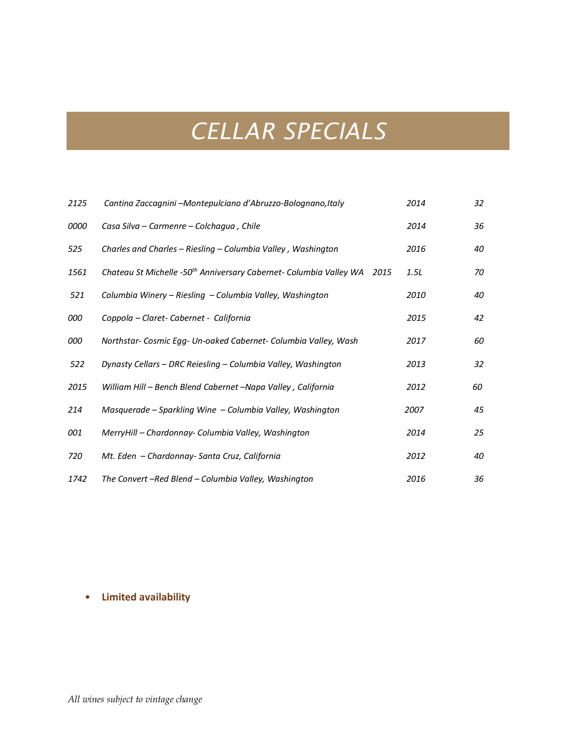# CELLAR SPECIALS

| | | | |
|---|---|---|---|
| *2125* | *Cantina Zaccagnini –Montepulciano d'Abruzzo-Bolognano,Italy* | *2014* | *32* |
| *0000* | *Casa Silva – Carmenre – Colchagua , Chile* | *2014* | *36* |
| *525* | *Charles and Charles – Riesling – Columbia Valley , Washington* | *2016* | *40* |
| *1561* | *Chateau St Michelle -50th Anniversary Cabernet- Columbia Valley WA 2015* | *1.5L* | *70* |
| *521* | *Columbia Winery – Riesling – Columbia Valley, Washington* | *2010* | *40* |
| *000* | *Coppola – Claret- Cabernet - California* | *2015* | *42* |
| *000* | *Northstar- Cosmic Egg- Un-oaked Cabernet- Columbia Valley, Wash* | *2017* | *60* |
| *522* | *Dynasty Cellars – DRC Reiesling – Columbia Valley, Washington* | *2013* | *32* |
| *2015* | *William Hill – Bench Blend Cabernet –Napa Valley , California* | *2012* | *60* |
| *214* | *Masquerade – Sparkling Wine – Columbia Valley, Washington* | *2007* | *45* |
| *001* | *MerryHill – Chardonnay- Columbia Valley, Washington* | *2014* | *25* |
| *720* | *Mt. Eden – Chardonnay- Santa Cruz, California* | *2012* | *40* |
| *1742* | *The Convert –Red Blend – Columbia Valley, Washington* | *2016* | *36* |

- **Limited availability**

*All wines subject to vintage change*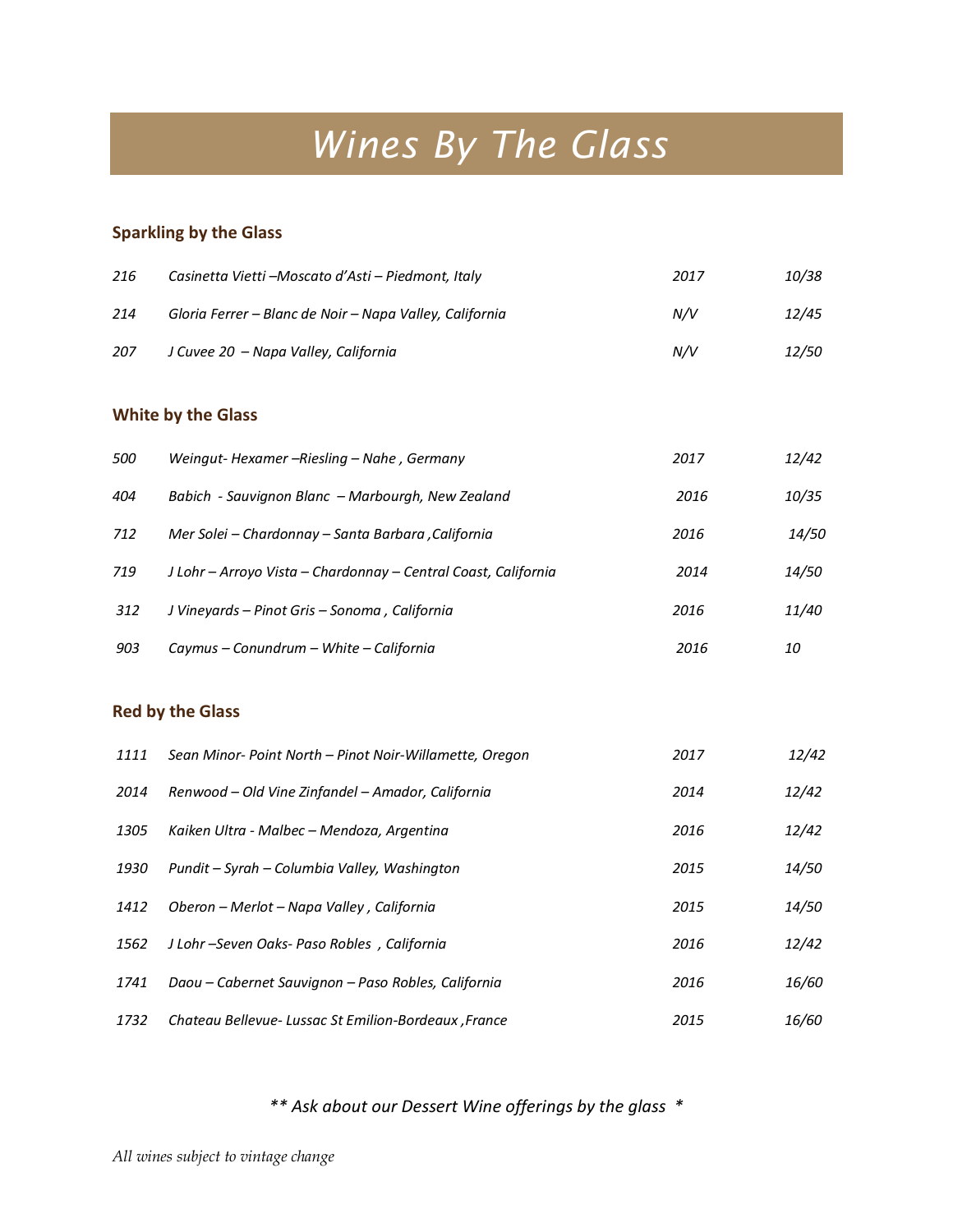# *Wines By The Glass*

## Sparkling by the Glass

| | | | |
|---|---|---|---|
| *216* | *Casinetta Vietti –Moscato d'Asti – Piedmont, Italy* | *2017* | *10/38* |
| *214* | *Gloria Ferrer – Blanc de Noir – Napa Valley, California* | *N/V* | *12/45* |
| *207* | *J Cuvee 20 – Napa Valley, California* | *N/V* | *12/50* |

## White by the Glass

| | | | |
|---|---|---|---|
| *500* | *Weingut- Hexamer –Riesling – Nahe , Germany* | *2017* | *12/42* |
| *404* | *Babich - Sauvignon Blanc – Marbourgh, New Zealand* | *2016* | *10/35* |
| *712* | *Mer Solei – Chardonnay – Santa Barbara ,California* | *2016* | *14/50* |
| *719* | *J Lohr – Arroyo Vista – Chardonnay – Central Coast, California* | *2014* | *14/50* |
| *312* | *J Vineyards – Pinot Gris – Sonoma , California* | *2016* | *11/40* |
| *903* | *Caymus – Conundrum – White – California* | *2016* | *10* |

## Red by the Glass

| | | | |
|---|---|---|---|
| *1111* | *Sean Minor- Point North – Pinot Noir-Willamette, Oregon* | *2017* | *12/42* |
| *2014* | *Renwood – Old Vine Zinfandel – Amador, California* | *2014* | *12/42* |
| *1305* | *Kaiken Ultra - Malbec – Mendoza, Argentina* | *2016* | *12/42* |
| *1930* | *Pundit – Syrah – Columbia Valley, Washington* | *2015* | *14/50* |
| *1412* | *Oberon – Merlot – Napa Valley , California* | *2015* | *14/50* |
| *1562* | *J Lohr –Seven Oaks- Paso Robles , California* | *2016* | *12/42* |
| *1741* | *Daou – Cabernet Sauvignon – Paso Robles, California* | *2016* | *16/60* |
| *1732* | *Chateau Bellevue- Lussac St Emilion-Bordeaux ,France* | *2015* | *16/60* |

*** Ask about our Dessert Wine offerings by the glass **

*All wines subject to vintage change*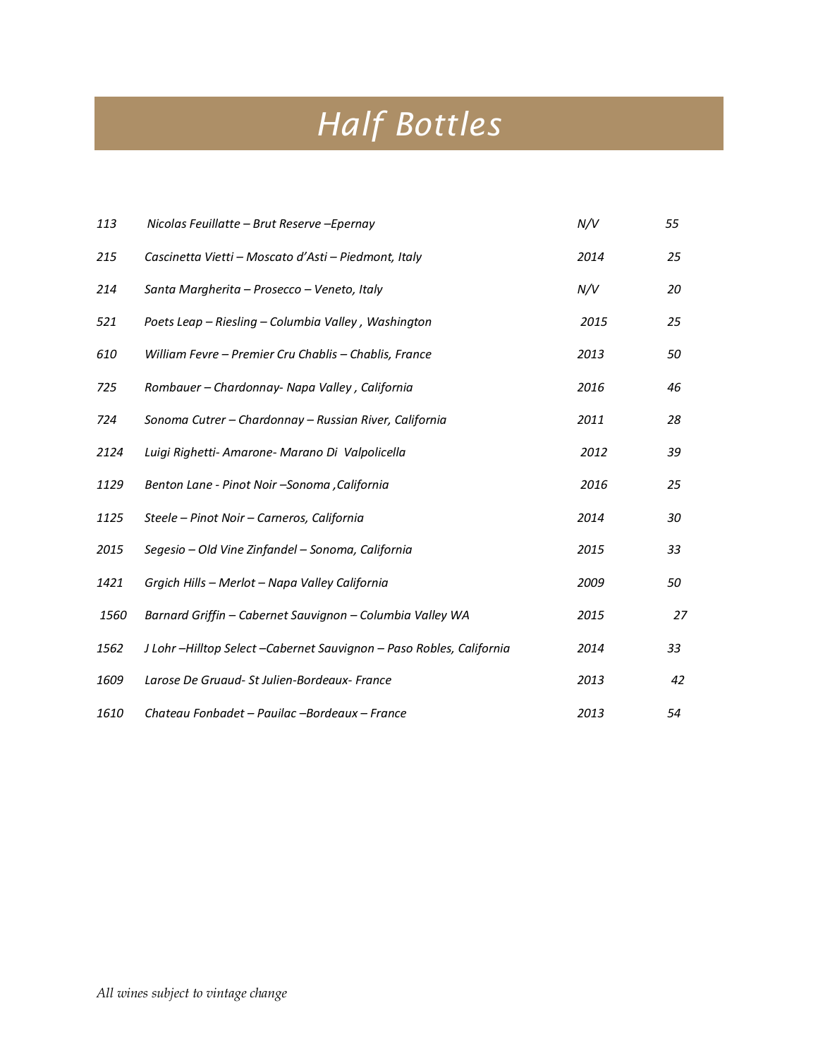# *Half Bottles*

| | | | |
|---|---|---|---|
| *113* | *Nicolas Feuillatte – Brut Reserve –Epernay* | *N/V* | *55* |
| *215* | *Cascinetta Vietti – Moscato d'Asti – Piedmont, Italy* | *2014* | *25* |
| *214* | *Santa Margherita – Prosecco – Veneto, Italy* | *N/V* | *20* |
| *521* | *Poets Leap – Riesling – Columbia Valley , Washington* | *2015* | *25* |
| *610* | *William Fevre – Premier Cru Chablis – Chablis, France* | *2013* | *50* |
| *725* | *Rombauer – Chardonnay- Napa Valley , California* | *2016* | *46* |
| *724* | *Sonoma Cutrer – Chardonnay – Russian River, California* | *2011* | *28* |
| *2124* | *Luigi Righetti- Amarone- Marano Di Valpolicella* | *2012* | *39* |
| *1129* | *Benton Lane - Pinot Noir –Sonoma ,California* | *2016* | *25* |
| *1125* | *Steele – Pinot Noir – Carneros, California* | *2014* | *30* |
| *2015* | *Segesio – Old Vine Zinfandel – Sonoma, California* | *2015* | *33* |
| *1421* | *Grgich Hills – Merlot – Napa Valley California* | *2009* | *50* |
| *1560* | *Barnard Griffin – Cabernet Sauvignon – Columbia Valley WA* | *2015* | *27* |
| *1562* | *J Lohr –Hilltop Select –Cabernet Sauvignon – Paso Robles, California* | *2014* | *33* |
| *1609* | *Larose De Gruaud- St Julien-Bordeaux- France* | *2013* | *42* |
| *1610* | *Chateau Fonbadet – Pauilac –Bordeaux – France* | *2013* | *54* |

*All wines subject to vintage change*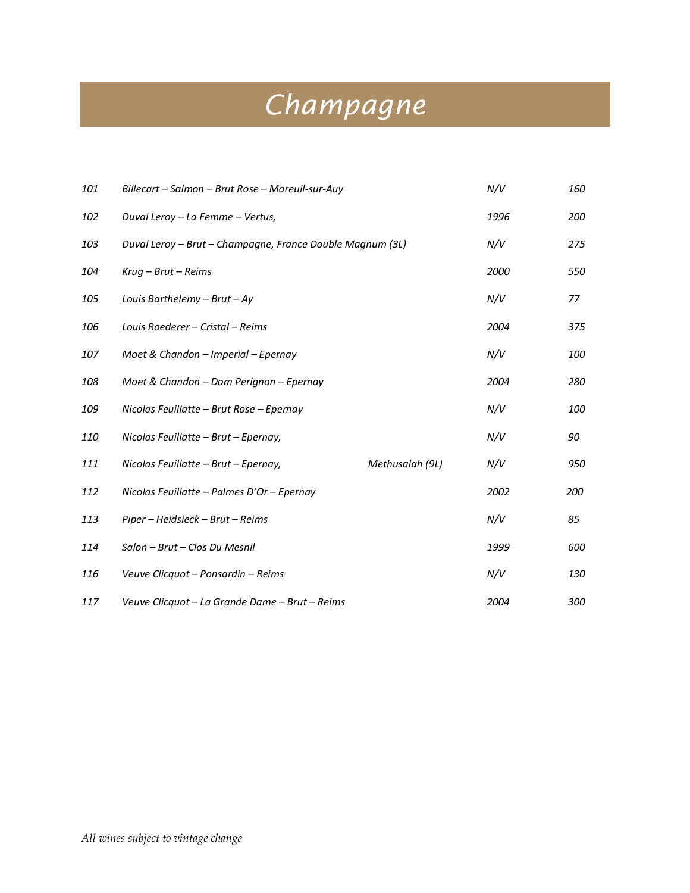# *Champagne*

| | | | | |
|---|---|---|---|---|
| *101* | *Billecart – Salmon – Brut Rose – Mareuil-sur-Auy* | | *N/V* | *160* |
| *102* | *Duval Leroy – La Femme – Vertus,* | | *1996* | *200* |
| *103* | *Duval Leroy – Brut – Champagne, France Double Magnum (3L)* | | *N/V* | *275* |
| *104* | *Krug – Brut – Reims* | | *2000* | *550* |
| *105* | *Louis Barthelemy – Brut – Ay* | | *N/V* | *77* |
| *106* | *Louis Roederer – Cristal – Reims* | | *2004* | *375* |
| *107* | *Moet & Chandon – Imperial – Epernay* | | *N/V* | *100* |
| *108* | *Moet & Chandon – Dom Perignon – Epernay* | | *2004* | *280* |
| *109* | *Nicolas Feuillatte – Brut Rose – Epernay* | | *N/V* | *100* |
| *110* | *Nicolas Feuillatte – Brut – Epernay,* | | *N/V* | *90* |
| *111* | *Nicolas Feuillatte – Brut – Epernay,* | *Methusalah (9L)* | *N/V* | *950* |
| *112* | *Nicolas Feuillatte – Palmes D'Or – Epernay* | | *2002* | *200* |
| *113* | *Piper – Heidsieck – Brut – Reims* | | *N/V* | *85* |
| *114* | *Salon – Brut – Clos Du Mesnil* | | *1999* | *600* |
| *116* | *Veuve Clicquot – Ponsardin – Reims* | | *N/V* | *130* |
| *117* | *Veuve Clicquot – La Grande Dame – Brut – Reims* | | *2004* | *300* |

*All wines subject to vintage change*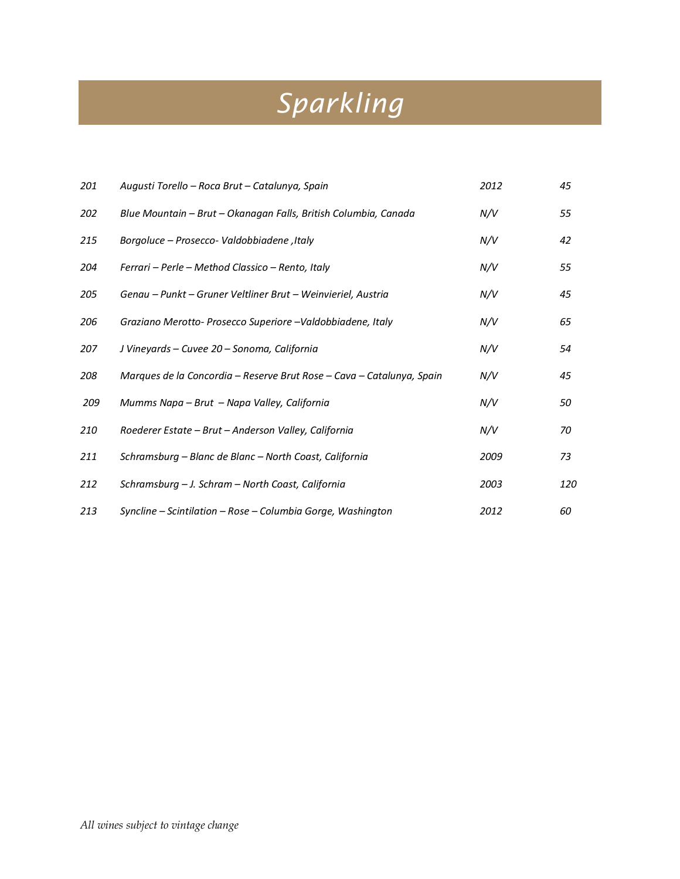# *Sparkling*

| | | | |
|---|---|---|---|
| *201* | *Augusti Torello – Roca Brut – Catalunya, Spain* | *2012* | *45* |
| *202* | *Blue Mountain – Brut – Okanagan Falls, British Columbia, Canada* | *N/V* | *55* |
| *215* | *Borgoluce – Prosecco- Valdobbiadene ,Italy* | *N/V* | *42* |
| *204* | *Ferrari – Perle – Method Classico – Rento, Italy* | *N/V* | *55* |
| *205* | *Genau – Punkt – Gruner Veltliner Brut – Weinvieriel, Austria* | *N/V* | *45* |
| *206* | *Graziano Merotto- Prosecco Superiore –Valdobbiadene, Italy* | *N/V* | *65* |
| *207* | *J Vineyards – Cuvee 20 – Sonoma, California* | *N/V* | *54* |
| *208* | *Marques de la Concordia – Reserve Brut Rose – Cava – Catalunya, Spain* | *N/V* | *45* |
| *209* | *Mumms Napa – Brut – Napa Valley, California* | *N/V* | *50* |
| *210* | *Roederer Estate – Brut – Anderson Valley, California* | *N/V* | *70* |
| *211* | *Schramsburg – Blanc de Blanc – North Coast, California* | *2009* | *73* |
| *212* | *Schramsburg – J. Schram – North Coast, California* | *2003* | *120* |
| *213* | *Syncline – Scintilation – Rose – Columbia Gorge, Washington* | *2012* | *60* |

*All wines subject to vintage change*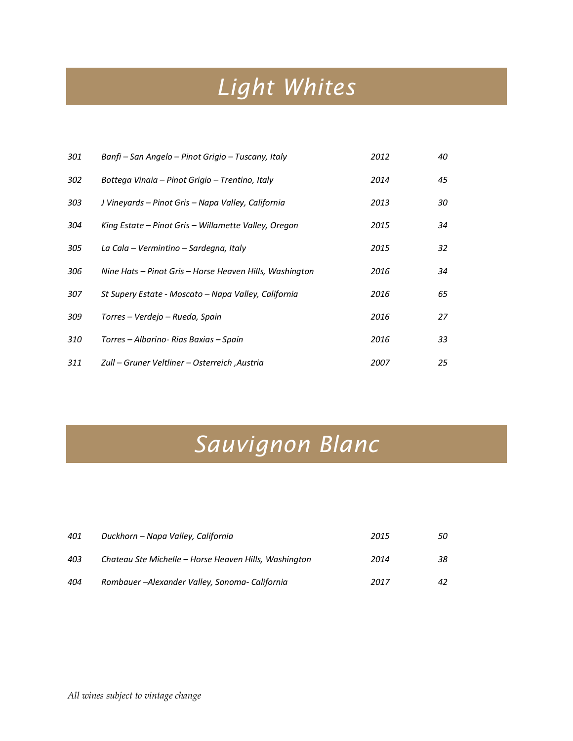# *Light Whites*

| | | | |
|---|---|---|---|
| *301* | *Banfi – San Angelo – Pinot Grigio – Tuscany, Italy* | *2012* | *40* |
| *302* | *Bottega Vinaia – Pinot Grigio – Trentino, Italy* | *2014* | *45* |
| *303* | *J Vineyards – Pinot Gris – Napa Valley, California* | *2013* | *30* |
| *304* | *King Estate – Pinot Gris – Willamette Valley, Oregon* | *2015* | *34* |
| *305* | *La Cala – Vermintino – Sardegna, Italy* | *2015* | *32* |
| *306* | *Nine Hats – Pinot Gris – Horse Heaven Hills, Washington* | *2016* | *34* |
| *307* | *St Supery Estate - Moscato – Napa Valley, California* | *2016* | *65* |
| *309* | *Torres – Verdejo – Rueda, Spain* | *2016* | *27* |
| *310* | *Torres – Albarino- Rias Baxias – Spain* | *2016* | *33* |
| *311* | *Zull – Gruner Veltliner – Osterreich ,Austria* | *2007* | *25* |

# *Sauvignon Blanc*

| | | | |
|---|---|---|---|
| *401* | *Duckhorn – Napa Valley, California* | *2015* | *50* |
| *403* | *Chateau Ste Michelle – Horse Heaven Hills, Washington* | *2014* | *38* |
| *404* | *Rombauer –Alexander Valley, Sonoma- California* | *2017* | *42* |

*All wines subject to vintage change*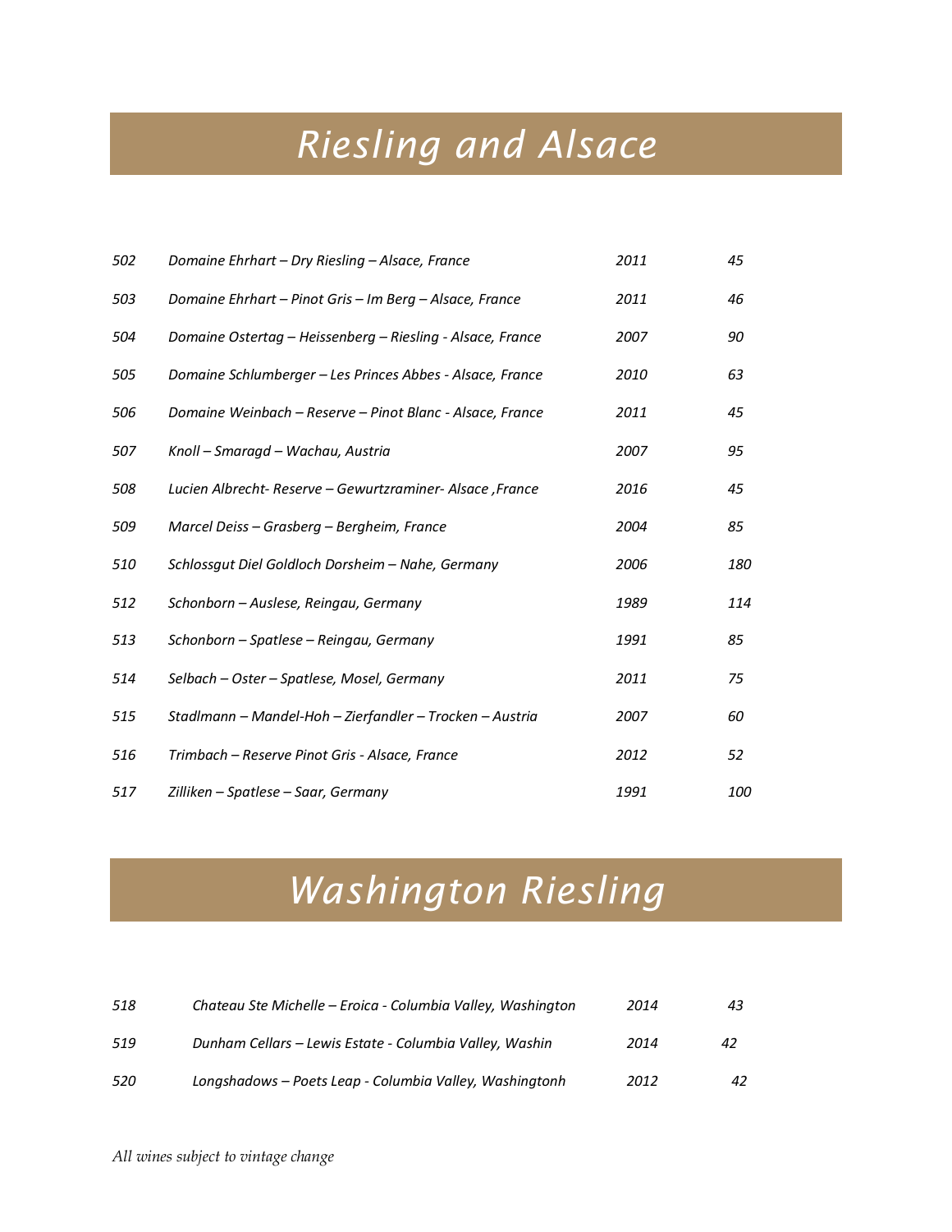# Riesling and Alsace

| | | | |
|---|---|---|---|
| 502 | Domaine Ehrhart – Dry Riesling – Alsace, France | 2011 | 45 |
| 503 | Domaine Ehrhart – Pinot Gris – Im Berg – Alsace, France | 2011 | 46 |
| 504 | Domaine Ostertag – Heissenberg – Riesling - Alsace, France | 2007 | 90 |
| 505 | Domaine Schlumberger – Les Princes Abbes - Alsace, France | 2010 | 63 |
| 506 | Domaine Weinbach – Reserve – Pinot Blanc - Alsace, France | 2011 | 45 |
| 507 | Knoll – Smaragd – Wachau, Austria | 2007 | 95 |
| 508 | Lucien Albrecht- Reserve – Gewurtzraminer- Alsace ,France | 2016 | 45 |
| 509 | Marcel Deiss – Grasberg – Bergheim, France | 2004 | 85 |
| 510 | Schlossgut Diel Goldloch Dorsheim – Nahe, Germany | 2006 | 180 |
| 512 | Schonborn – Auslese, Reingau, Germany | 1989 | 114 |
| 513 | Schonborn – Spatlese – Reingau, Germany | 1991 | 85 |
| 514 | Selbach – Oster – Spatlese, Mosel, Germany | 2011 | 75 |
| 515 | Stadlmann – Mandel-Hoh – Zierfandler – Trocken – Austria | 2007 | 60 |
| 516 | Trimbach – Reserve Pinot Gris - Alsace, France | 2012 | 52 |
| 517 | Zilliken – Spatlese – Saar, Germany | 1991 | 100 |

# Washington Riesling

| | | | |
|---|---|---|---|
| 518 | Chateau Ste Michelle – Eroica - Columbia Valley, Washington | 2014 | 43 |
| 519 | Dunham Cellars – Lewis Estate - Columbia Valley, Washin | 2014 | 42 |
| 520 | Longshadows – Poets Leap - Columbia Valley, Washingtonh | 2012 | 42 |

*All wines subject to vintage change*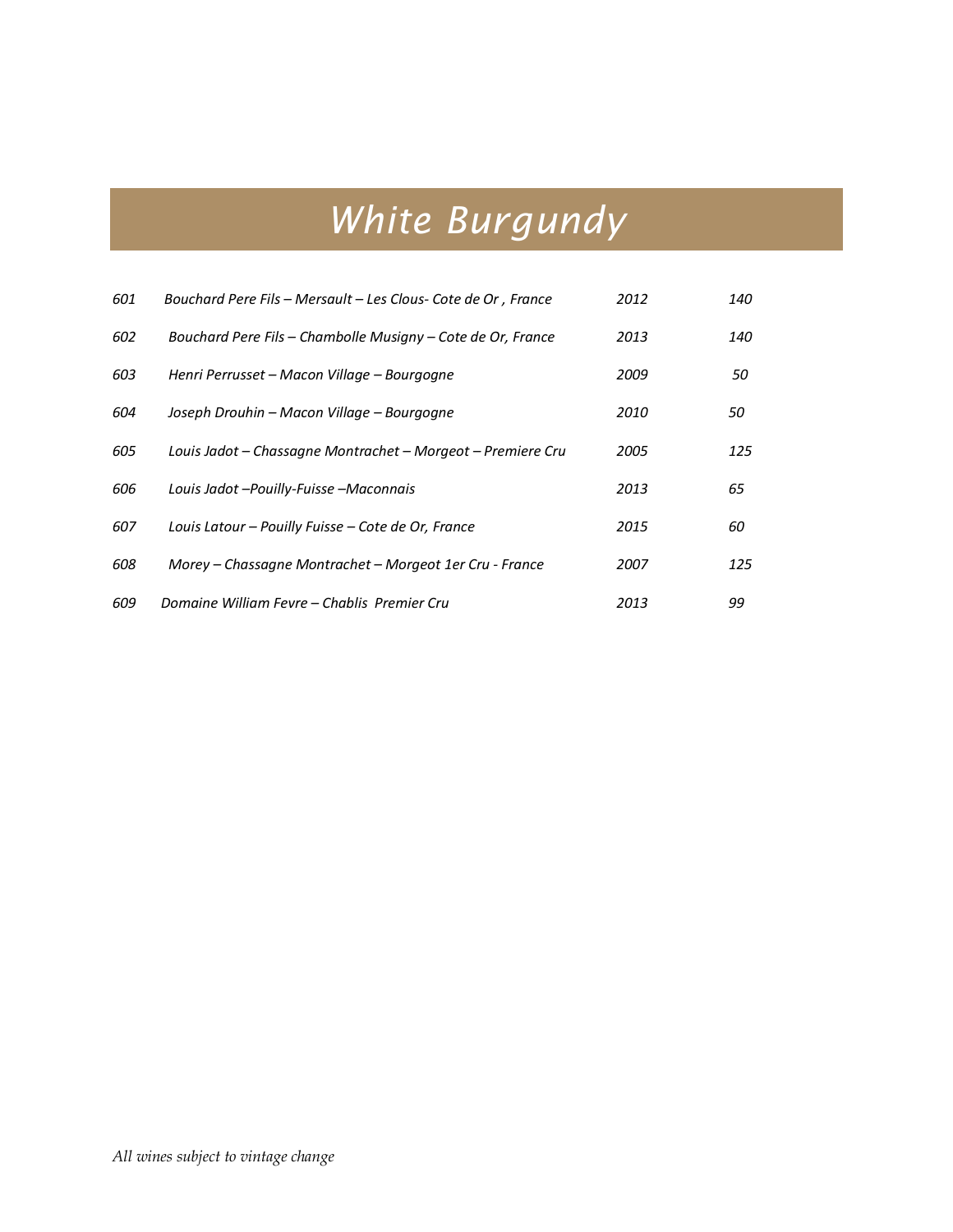# *White Burgundy*

| | | | |
|---|---|---|---|
| *601* | *Bouchard Pere Fils – Mersault – Les Clous- Cote de Or , France* | *2012* | *140* |
| *602* | *Bouchard Pere Fils – Chambolle Musigny – Cote de Or, France* | *2013* | *140* |
| *603* | *Henri Perrusset – Macon Village – Bourgogne* | *2009* | *50* |
| *604* | *Joseph Drouhin – Macon Village – Bourgogne* | *2010* | *50* |
| *605* | *Louis Jadot – Chassagne Montrachet – Morgeot – Premiere Cru* | *2005* | *125* |
| *606* | *Louis Jadot –Pouilly-Fuisse –Maconnais* | *2013* | *65* |
| *607* | *Louis Latour – Pouilly Fuisse – Cote de Or, France* | *2015* | *60* |
| *608* | *Morey – Chassagne Montrachet – Morgeot 1er Cru - France* | *2007* | *125* |
| *609* | *Domaine William Fevre – Chablis Premier Cru* | *2013* | *99* |

*All wines subject to vintage change*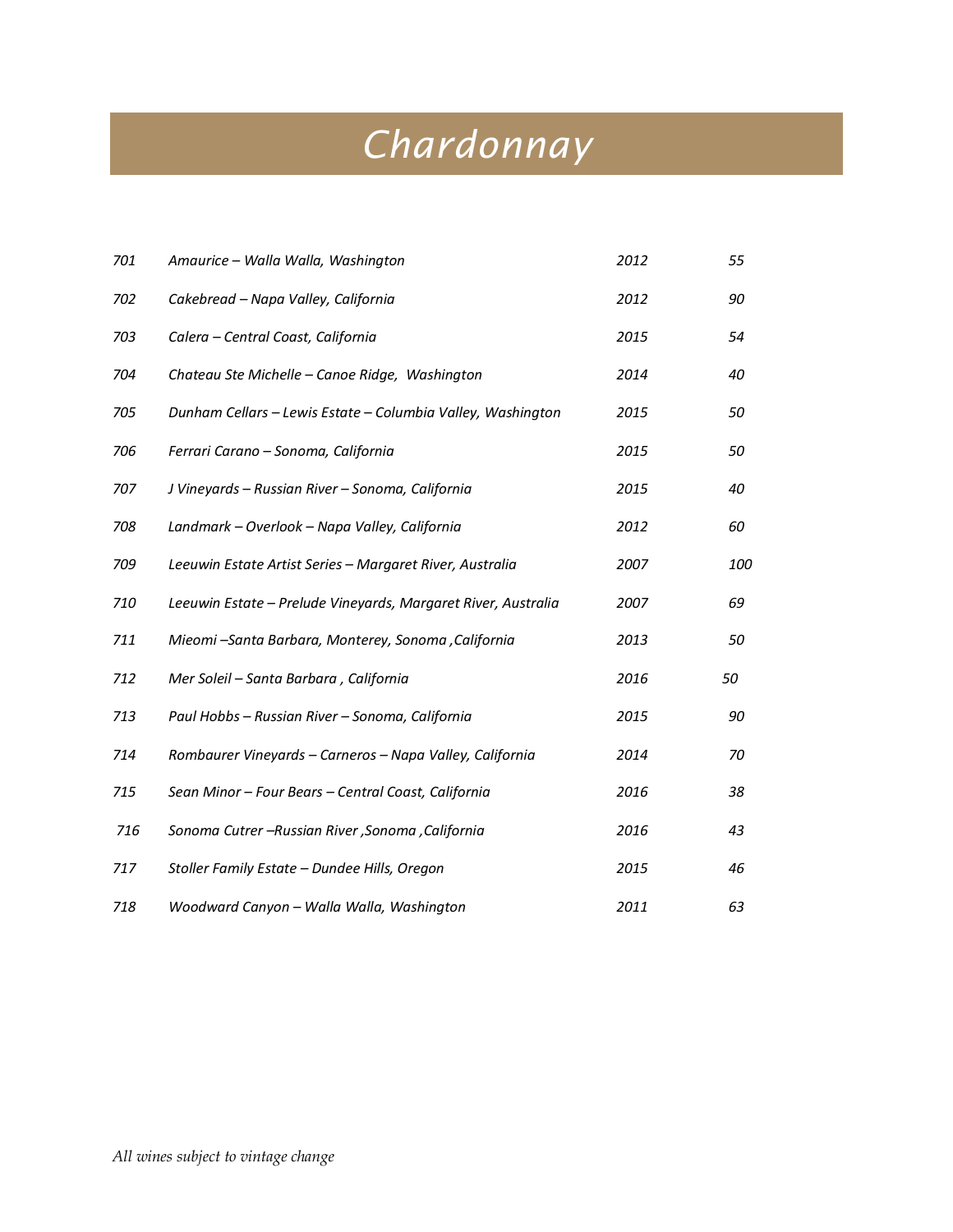# *Chardonnay*

| | | | |
|---|---|---|---|
| *701* | *Amaurice – Walla Walla, Washington* | *2012* | *55* |
| *702* | *Cakebread – Napa Valley, California* | *2012* | *90* |
| *703* | *Calera – Central Coast, California* | *2015* | *54* |
| *704* | *Chateau Ste Michelle – Canoe Ridge,  Washington* | *2014* | *40* |
| *705* | *Dunham Cellars – Lewis Estate – Columbia Valley, Washington* | *2015* | *50* |
| *706* | *Ferrari Carano – Sonoma, California* | *2015* | *50* |
| *707* | *J Vineyards – Russian River – Sonoma, California* | *2015* | *40* |
| *708* | *Landmark – Overlook – Napa Valley, California* | *2012* | *60* |
| *709* | *Leeuwin Estate Artist Series – Margaret River, Australia* | *2007* | *100* |
| *710* | *Leeuwin Estate – Prelude Vineyards, Margaret River, Australia* | *2007* | *69* |
| *711* | *Mieomi –Santa Barbara, Monterey, Sonoma ,California* | *2013* | *50* |
| *712* | *Mer Soleil – Santa Barbara , California* | *2016* | *50* |
| *713* | *Paul Hobbs – Russian River – Sonoma, California* | *2015* | *90* |
| *714* | *Rombaurer Vineyards – Carneros – Napa Valley, California* | *2014* | *70* |
| *715* | *Sean Minor – Four Bears – Central Coast, California* | *2016* | *38* |
| *716* | *Sonoma Cutrer –Russian River ,Sonoma ,California* | *2016* | *43* |
| *717* | *Stoller Family Estate – Dundee Hills, Oregon* | *2015* | *46* |
| *718* | *Woodward Canyon – Walla Walla, Washington* | *2011* | *63* |

*All wines subject to vintage change*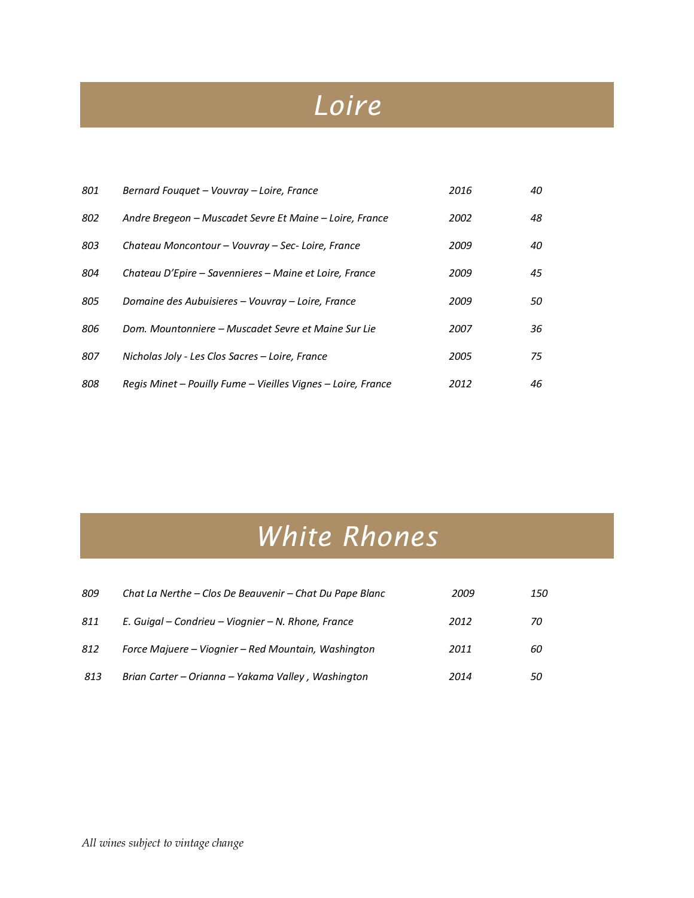# *Loire*

| | | | |
|---|---|---|---|
| *801* | *Bernard Fouquet – Vouvray – Loire, France* | *2016* | *40* |
| *802* | *Andre Bregeon – Muscadet Sevre Et Maine – Loire, France* | *2002* | *48* |
| *803* | *Chateau Moncontour – Vouvray – Sec- Loire, France* | *2009* | *40* |
| *804* | *Chateau D'Epire – Savennieres – Maine et Loire, France* | *2009* | *45* |
| *805* | *Domaine des Aubuisieres – Vouvray – Loire, France* | *2009* | *50* |
| *806* | *Dom. Mountonniere – Muscadet Sevre et Maine Sur Lie* | *2007* | *36* |
| *807* | *Nicholas Joly - Les Clos Sacres – Loire, France* | *2005* | *75* |
| *808* | *Regis Minet – Pouilly Fume – Vieilles Vignes – Loire, France* | *2012* | *46* |

# *White Rhones*

| | | | |
|---|---|---|---|
| *809* | *Chat La Nerthe – Clos De Beauvenir – Chat Du Pape Blanc* | *2009* | *150* |
| *811* | *E. Guigal – Condrieu – Viognier – N. Rhone, France* | *2012* | *70* |
| *812* | *Force Majuere – Viognier – Red Mountain, Washington* | *2011* | *60* |
| *813* | *Brian Carter – Orianna – Yakama Valley , Washington* | *2014* | *50* |

*All wines subject to vintage change*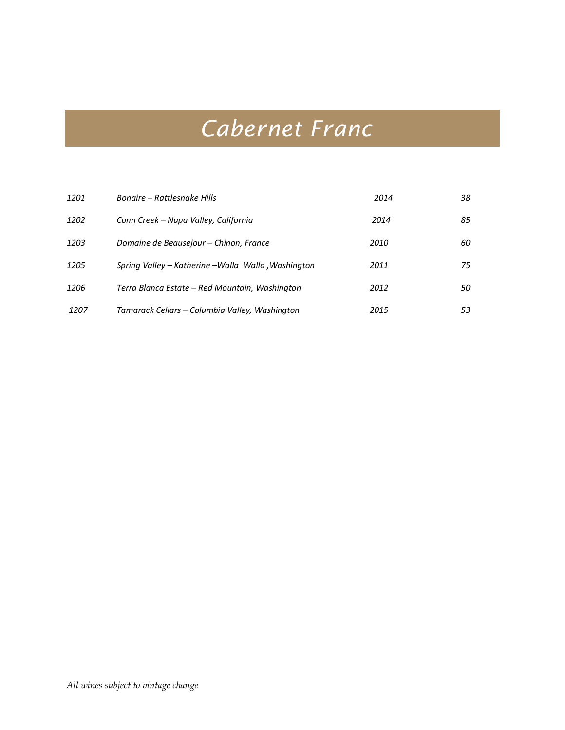# *Cabernet Franc*

| | | | |
|---|---|---|---|
| *1201* | *Bonaire – Rattlesnake Hills* | *2014* | *38* |
| *1202* | *Conn Creek – Napa Valley, California* | *2014* | *85* |
| *1203* | *Domaine de Beausejour – Chinon, France* | *2010* | *60* |
| *1205* | *Spring Valley – Katherine –Walla Walla ,Washington* | *2011* | *75* |
| *1206* | *Terra Blanca Estate – Red Mountain, Washington* | *2012* | *50* |
| *1207* | *Tamarack Cellars – Columbia Valley, Washington* | *2015* | *53* |

*All wines subject to vintage change*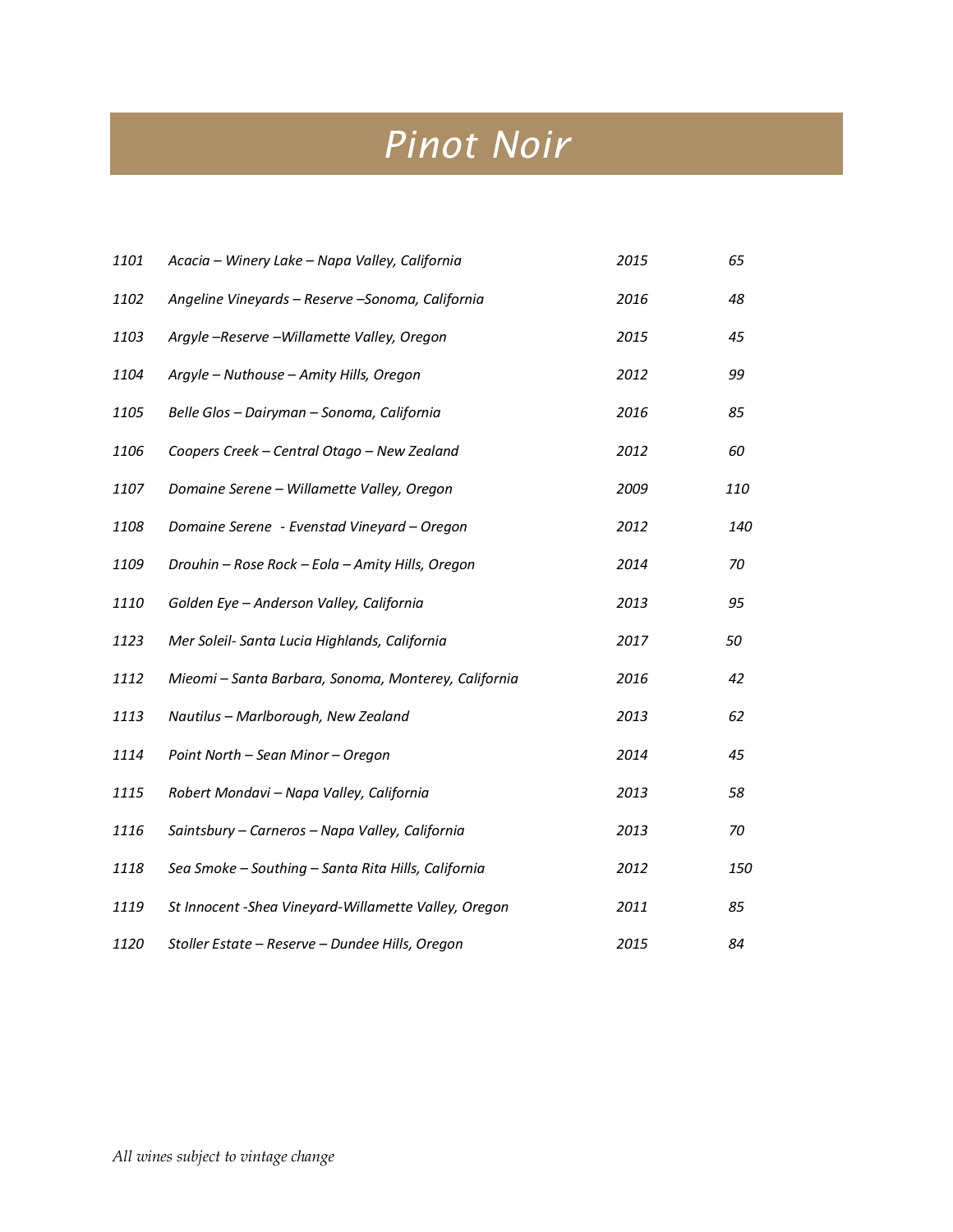# Pinot Noir

| | | | |
|---|---|---|---|
| 1101 | Acacia – Winery Lake – Napa Valley, California | 2015 | 65 |
| 1102 | Angeline Vineyards – Reserve –Sonoma, California | 2016 | 48 |
| 1103 | Argyle –Reserve –Willamette Valley, Oregon | 2015 | 45 |
| 1104 | Argyle – Nuthouse – Amity Hills, Oregon | 2012 | 99 |
| 1105 | Belle Glos – Dairyman – Sonoma, California | 2016 | 85 |
| 1106 | Coopers Creek – Central Otago – New Zealand | 2012 | 60 |
| 1107 | Domaine Serene – Willamette Valley, Oregon | 2009 | 110 |
| 1108 | Domaine Serene - Evenstad Vineyard – Oregon | 2012 | 140 |
| 1109 | Drouhin – Rose Rock – Eola – Amity Hills, Oregon | 2014 | 70 |
| 1110 | Golden Eye – Anderson Valley, California | 2013 | 95 |
| 1123 | Mer Soleil- Santa Lucia Highlands, California | 2017 | 50 |
| 1112 | Mieomi – Santa Barbara, Sonoma, Monterey, California | 2016 | 42 |
| 1113 | Nautilus – Marlborough, New Zealand | 2013 | 62 |
| 1114 | Point North – Sean Minor – Oregon | 2014 | 45 |
| 1115 | Robert Mondavi – Napa Valley, California | 2013 | 58 |
| 1116 | Saintsbury – Carneros – Napa Valley, California | 2013 | 70 |
| 1118 | Sea Smoke – Southing – Santa Rita Hills, California | 2012 | 150 |
| 1119 | St Innocent -Shea Vineyard-Willamette Valley, Oregon | 2011 | 85 |
| 1120 | Stoller Estate – Reserve – Dundee Hills, Oregon | 2015 | 84 |

*All wines subject to vintage change*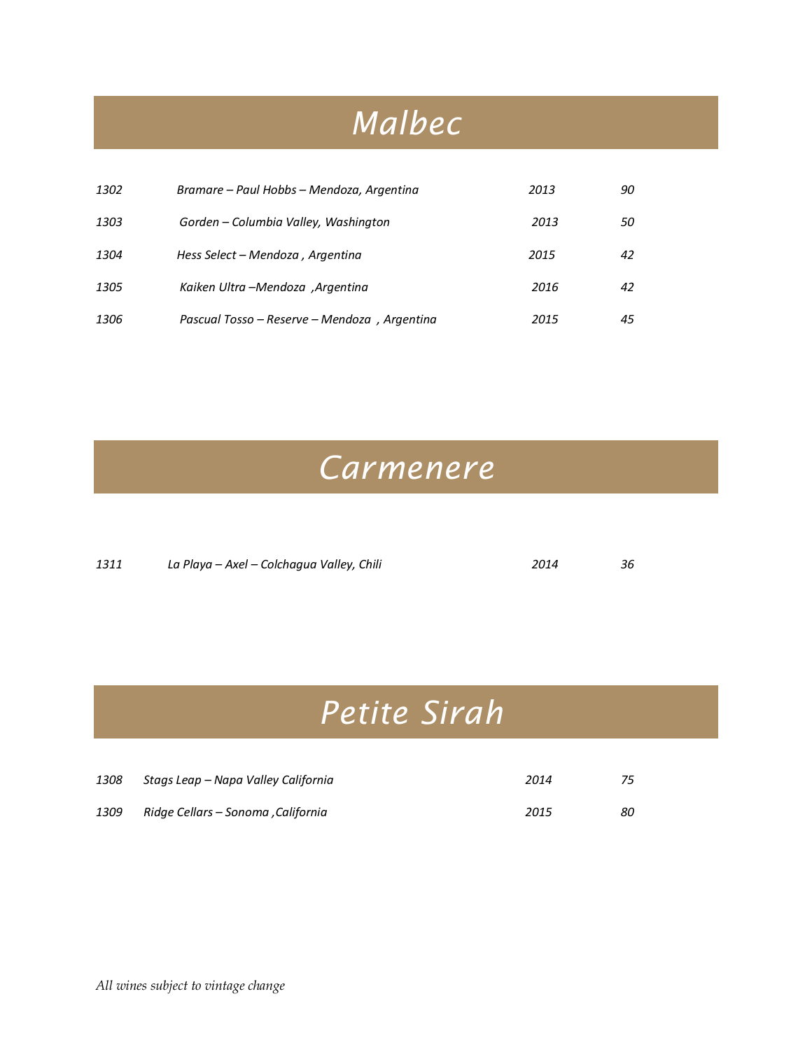# *Malbec*

| | | | |
|---|---|---|---|
| *1302* | *Bramare – Paul Hobbs – Mendoza, Argentina* | *2013* | *90* |
| *1303* | *Gorden – Columbia Valley, Washington* | *2013* | *50* |
| *1304* | *Hess Select – Mendoza , Argentina* | *2015* | *42* |
| *1305* | *Kaiken Ultra –Mendoza ,Argentina* | *2016* | *42* |
| *1306* | *Pascual Tosso – Reserve – Mendoza , Argentina* | *2015* | *45* |

# *Carmenere*

| | | | |
|---|---|---|---|
| *1311* | *La Playa – Axel – Colchagua Valley, Chili* | *2014* | *36* |

# *Petite Sirah*

| | | | |
|---|---|---|---|
| *1308* | *Stags Leap – Napa Valley California* | *2014* | *75* |
| *1309* | *Ridge Cellars – Sonoma ,California* | *2015* | *80* |

*All wines subject to vintage change*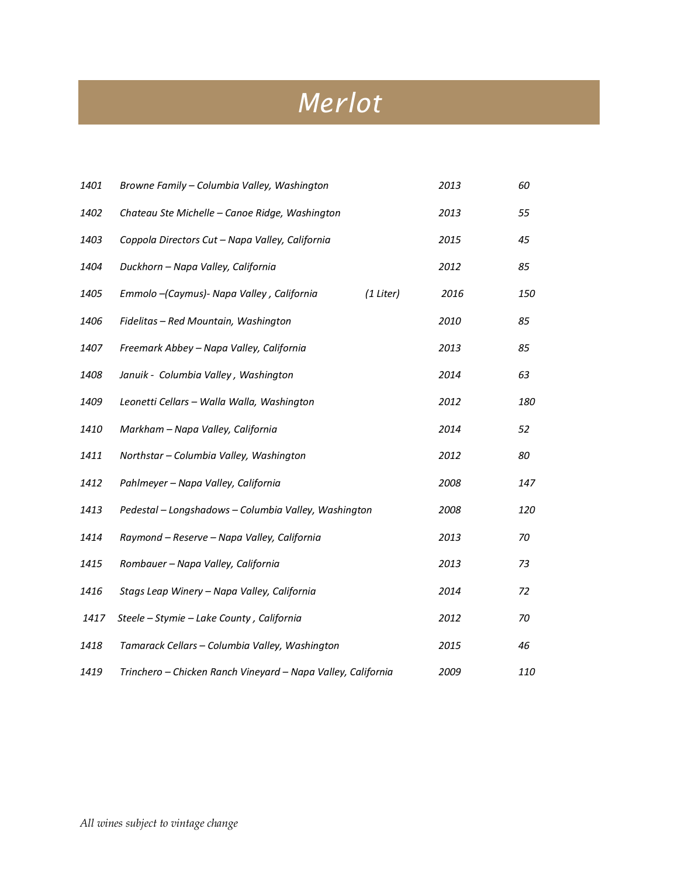# Merlot

| | | | | |
|---|---|---|---|---|
| 1401 | Browne Family – Columbia Valley, Washington | | 2013 | 60 |
| 1402 | Chateau Ste Michelle – Canoe Ridge, Washington | | 2013 | 55 |
| 1403 | Coppola Directors Cut – Napa Valley, California | | 2015 | 45 |
| 1404 | Duckhorn – Napa Valley, California | | 2012 | 85 |
| 1405 | Emmolo –(Caymus)- Napa Valley , California | (1 Liter) | 2016 | 150 |
| 1406 | Fidelitas – Red Mountain, Washington | | 2010 | 85 |
| 1407 | Freemark Abbey – Napa Valley, California | | 2013 | 85 |
| 1408 | Januik - Columbia Valley , Washington | | 2014 | 63 |
| 1409 | Leonetti Cellars – Walla Walla, Washington | | 2012 | 180 |
| 1410 | Markham – Napa Valley, California | | 2014 | 52 |
| 1411 | Northstar – Columbia Valley, Washington | | 2012 | 80 |
| 1412 | Pahlmeyer – Napa Valley, California | | 2008 | 147 |
| 1413 | Pedestal – Longshadows – Columbia Valley, Washington | | 2008 | 120 |
| 1414 | Raymond – Reserve – Napa Valley, California | | 2013 | 70 |
| 1415 | Rombauer – Napa Valley, California | | 2013 | 73 |
| 1416 | Stags Leap Winery – Napa Valley, California | | 2014 | 72 |
| 1417 | Steele – Stymie – Lake County , California | | 2012 | 70 |
| 1418 | Tamarack Cellars – Columbia Valley, Washington | | 2015 | 46 |
| 1419 | Trinchero – Chicken Ranch Vineyard – Napa Valley, California | | 2009 | 110 |

*All wines subject to vintage change*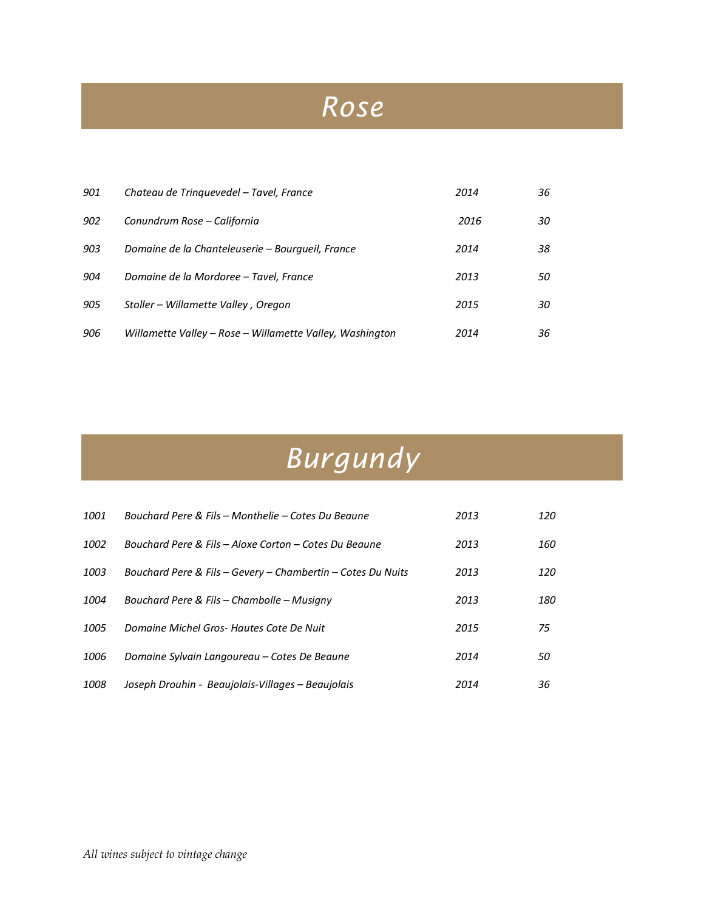# *Rose*

| | | | |
|---|---|---|---|
| *901* | *Chateau de Trinquevedel – Tavel, France* | *2014* | *36* |
| *902* | *Conundrum Rose – California* | *2016* | *30* |
| *903* | *Domaine de la Chanteleuserie – Bourgueil, France* | *2014* | *38* |
| *904* | *Domaine de la Mordoree – Tavel, France* | *2013* | *50* |
| *905* | *Stoller – Willamette Valley , Oregon* | *2015* | *30* |
| *906* | *Willamette Valley – Rose – Willamette Valley, Washington* | *2014* | *36* |

# *Burgundy*

| | | | |
|---|---|---|---|
| *1001* | *Bouchard Pere & Fils – Monthelie – Cotes Du Beaune* | *2013* | *120* |
| *1002* | *Bouchard Pere & Fils – Aloxe Corton – Cotes Du Beaune* | *2013* | *160* |
| *1003* | *Bouchard Pere & Fils – Gevery – Chambertin – Cotes Du Nuits* | *2013* | *120* |
| *1004* | *Bouchard Pere & Fils – Chambolle – Musigny* | *2013* | *180* |
| *1005* | *Domaine Michel Gros- Hautes Cote De Nuit* | *2015* | *75* |
| *1006* | *Domaine Sylvain Langoureau – Cotes De Beaune* | *2014* | *50* |
| *1008* | *Joseph Drouhin - Beaujolais-Villages – Beaujolais* | *2014* | *36* |

*All wines subject to vintage change*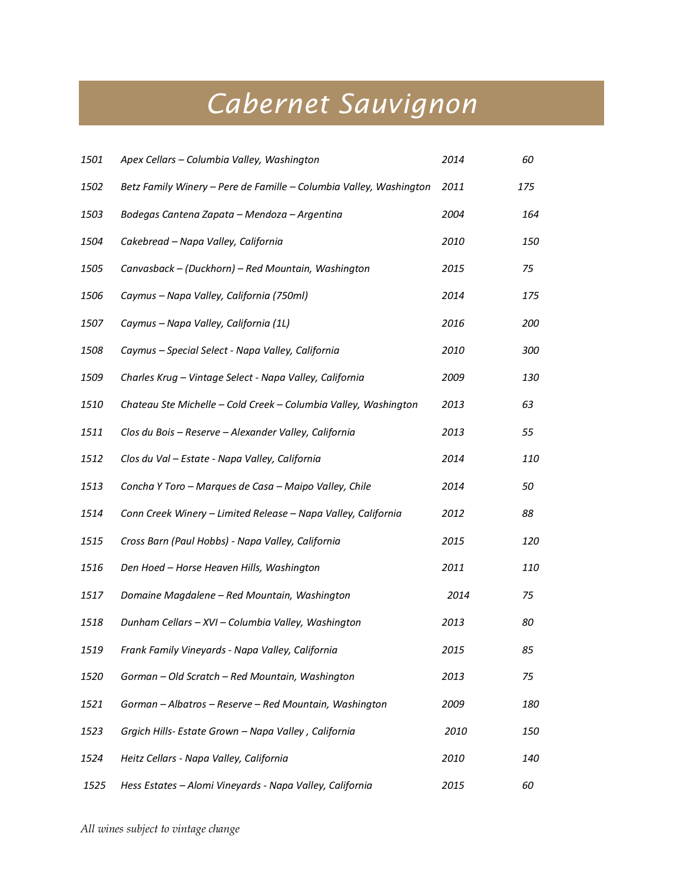# Cabernet Sauvignon

| | | | |
|---|---|---|---|
| 1501 | Apex Cellars – Columbia Valley, Washington | 2014 | 60 |
| 1502 | Betz Family Winery – Pere de Famille – Columbia Valley, Washington | 2011 | 175 |
| 1503 | Bodegas Cantena Zapata – Mendoza – Argentina | 2004 | 164 |
| 1504 | Cakebread – Napa Valley, California | 2010 | 150 |
| 1505 | Canvasback – (Duckhorn) – Red Mountain, Washington | 2015 | 75 |
| 1506 | Caymus – Napa Valley, California (750ml) | 2014 | 175 |
| 1507 | Caymus – Napa Valley, California (1L) | 2016 | 200 |
| 1508 | Caymus – Special Select - Napa Valley, California | 2010 | 300 |
| 1509 | Charles Krug – Vintage Select - Napa Valley, California | 2009 | 130 |
| 1510 | Chateau Ste Michelle – Cold Creek – Columbia Valley, Washington | 2013 | 63 |
| 1511 | Clos du Bois – Reserve – Alexander Valley, California | 2013 | 55 |
| 1512 | Clos du Val – Estate - Napa Valley, California | 2014 | 110 |
| 1513 | Concha Y Toro – Marques de Casa – Maipo Valley, Chile | 2014 | 50 |
| 1514 | Conn Creek Winery – Limited Release – Napa Valley, California | 2012 | 88 |
| 1515 | Cross Barn (Paul Hobbs) - Napa Valley, California | 2015 | 120 |
| 1516 | Den Hoed – Horse Heaven Hills, Washington | 2011 | 110 |
| 1517 | Domaine Magdalene – Red Mountain, Washington | 2014 | 75 |
| 1518 | Dunham Cellars – XVI – Columbia Valley, Washington | 2013 | 80 |
| 1519 | Frank Family Vineyards - Napa Valley, California | 2015 | 85 |
| 1520 | Gorman – Old Scratch – Red Mountain, Washington | 2013 | 75 |
| 1521 | Gorman – Albatros – Reserve – Red Mountain, Washington | 2009 | 180 |
| 1523 | Grgich Hills- Estate Grown – Napa Valley , California | 2010 | 150 |
| 1524 | Heitz Cellars - Napa Valley, California | 2010 | 140 |
| 1525 | Hess Estates – Alomi Vineyards - Napa Valley, California | 2015 | 60 |

*All wines subject to vintage change*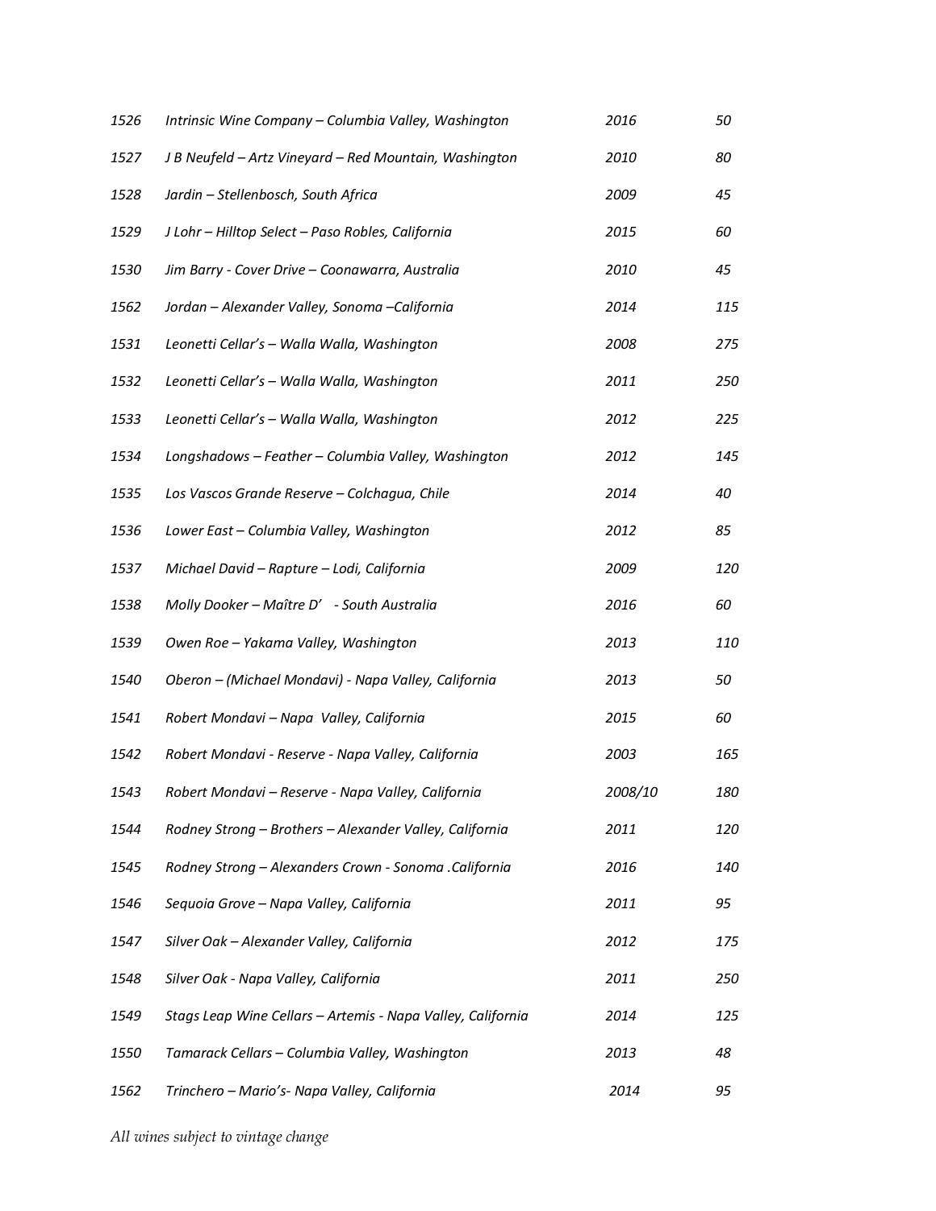| | | | |
|---|---|---|---|
| *1526* | *Intrinsic Wine Company – Columbia Valley, Washington* | *2016* | *50* |
| *1527* | *J B Neufeld – Artz Vineyard – Red Mountain, Washington* | *2010* | *80* |
| *1528* | *Jardin – Stellenbosch, South Africa* | *2009* | *45* |
| *1529* | *J Lohr – Hilltop Select – Paso Robles, California* | *2015* | *60* |
| *1530* | *Jim Barry - Cover Drive – Coonawarra, Australia* | *2010* | *45* |
| *1562* | *Jordan – Alexander Valley, Sonoma –California* | *2014* | *115* |
| *1531* | *Leonetti Cellar's – Walla Walla, Washington* | *2008* | *275* |
| *1532* | *Leonetti Cellar's – Walla Walla, Washington* | *2011* | *250* |
| *1533* | *Leonetti Cellar's – Walla Walla, Washington* | *2012* | *225* |
| *1534* | *Longshadows – Feather – Columbia Valley, Washington* | *2012* | *145* |
| *1535* | *Los Vascos Grande Reserve – Colchagua, Chile* | *2014* | *40* |
| *1536* | *Lower East – Columbia Valley, Washington* | *2012* | *85* |
| *1537* | *Michael David – Rapture – Lodi, California* | *2009* | *120* |
| *1538* | *Molly Dooker – Maître D' - South Australia* | *2016* | *60* |
| *1539* | *Owen Roe – Yakama Valley, Washington* | *2013* | *110* |
| *1540* | *Oberon – (Michael Mondavi) - Napa Valley, California* | *2013* | *50* |
| *1541* | *Robert Mondavi – Napa Valley, California* | *2015* | *60* |
| *1542* | *Robert Mondavi - Reserve - Napa Valley, California* | *2003* | *165* |
| *1543* | *Robert Mondavi – Reserve - Napa Valley, California* | *2008/10* | *180* |
| *1544* | *Rodney Strong – Brothers – Alexander Valley, California* | *2011* | *120* |
| *1545* | *Rodney Strong – Alexanders Crown - Sonoma .California* | *2016* | *140* |
| *1546* | *Sequoia Grove – Napa Valley, California* | *2011* | *95* |
| *1547* | *Silver Oak – Alexander Valley, California* | *2012* | *175* |
| *1548* | *Silver Oak - Napa Valley, California* | *2011* | *250* |
| *1549* | *Stags Leap Wine Cellars – Artemis - Napa Valley, California* | *2014* | *125* |
| *1550* | *Tamarack Cellars – Columbia Valley, Washington* | *2013* | *48* |
| *1562* | *Trinchero – Mario's- Napa Valley, California* | *2014* | *95* |

*All wines subject to vintage change*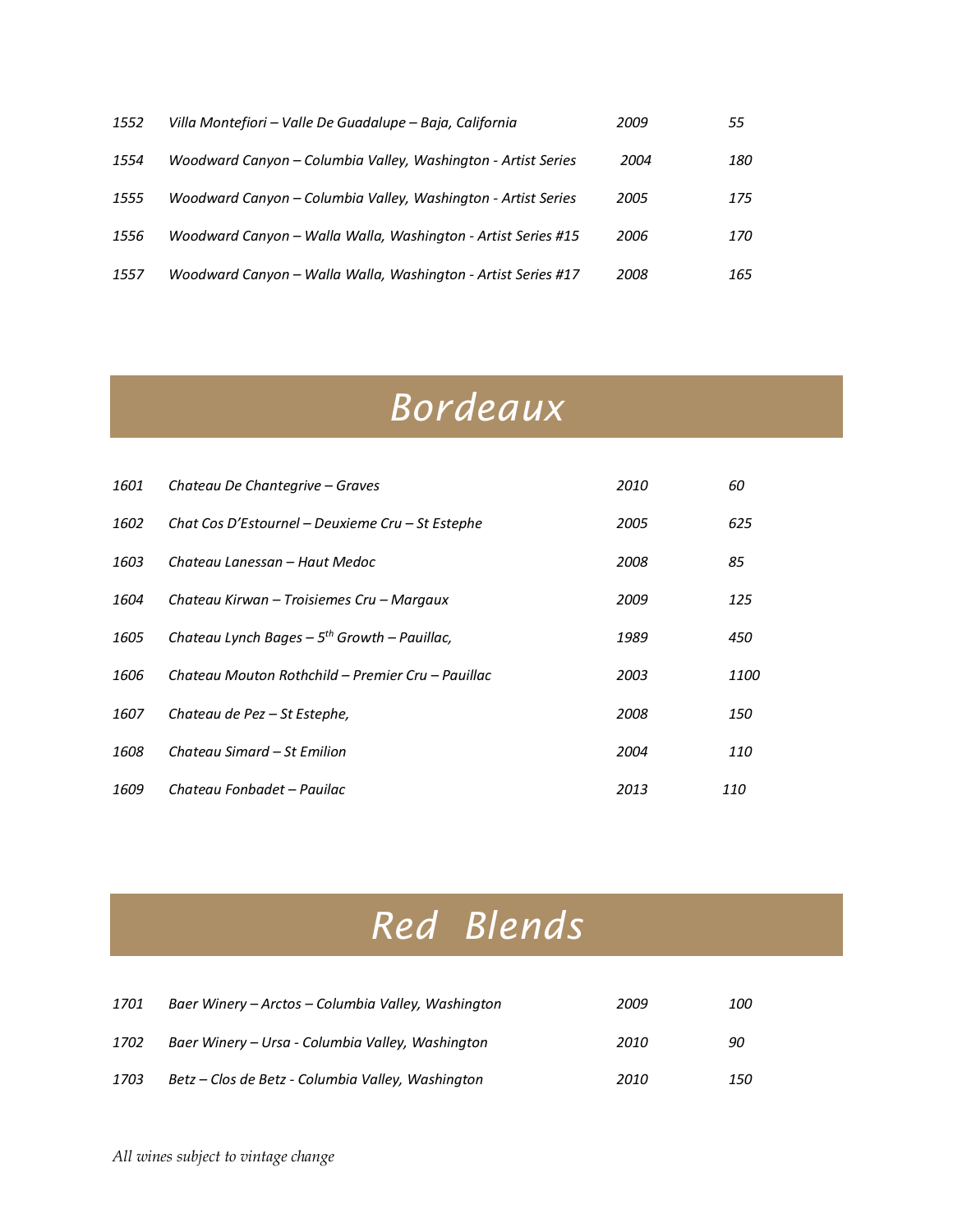| | | | |
|---|---|---|---|
| *1552* | *Villa Montefiori – Valle De Guadalupe – Baja, California* | *2009* | *55* |
| *1554* | *Woodward Canyon – Columbia Valley, Washington - Artist Series* | *2004* | *180* |
| *1555* | *Woodward Canyon – Columbia Valley, Washington - Artist Series* | *2005* | *175* |
| *1556* | *Woodward Canyon – Walla Walla, Washington - Artist Series #15* | *2006* | *170* |
| *1557* | *Woodward Canyon – Walla Walla, Washington - Artist Series #17* | *2008* | *165* |

# *Bordeaux*

| | | | |
|---|---|---|---|
| *1601* | *Chateau De Chantegrive – Graves* | *2010* | *60* |
| *1602* | *Chat Cos D'Estournel – Deuxieme Cru – St Estephe* | *2005* | *625* |
| *1603* | *Chateau Lanessan – Haut Medoc* | *2008* | *85* |
| *1604* | *Chateau Kirwan – Troisiemes Cru – Margaux* | *2009* | *125* |
| *1605* | *Chateau Lynch Bages – 5th Growth – Pauillac,* | *1989* | *450* |
| *1606* | *Chateau Mouton Rothchild – Premier Cru – Pauillac* | *2003* | *1100* |
| *1607* | *Chateau de Pez – St Estephe,* | *2008* | *150* |
| *1608* | *Chateau Simard – St Emilion* | *2004* | *110* |
| *1609* | *Chateau Fonbadet – Pauilac* | *2013* | *110* |

# *Red Blends*

| | | | |
|---|---|---|---|
| *1701* | *Baer Winery – Arctos – Columbia Valley, Washington* | *2009* | *100* |
| *1702* | *Baer Winery – Ursa - Columbia Valley, Washington* | *2010* | *90* |
| *1703* | *Betz – Clos de Betz - Columbia Valley, Washington* | *2010* | *150* |

*All wines subject to vintage change*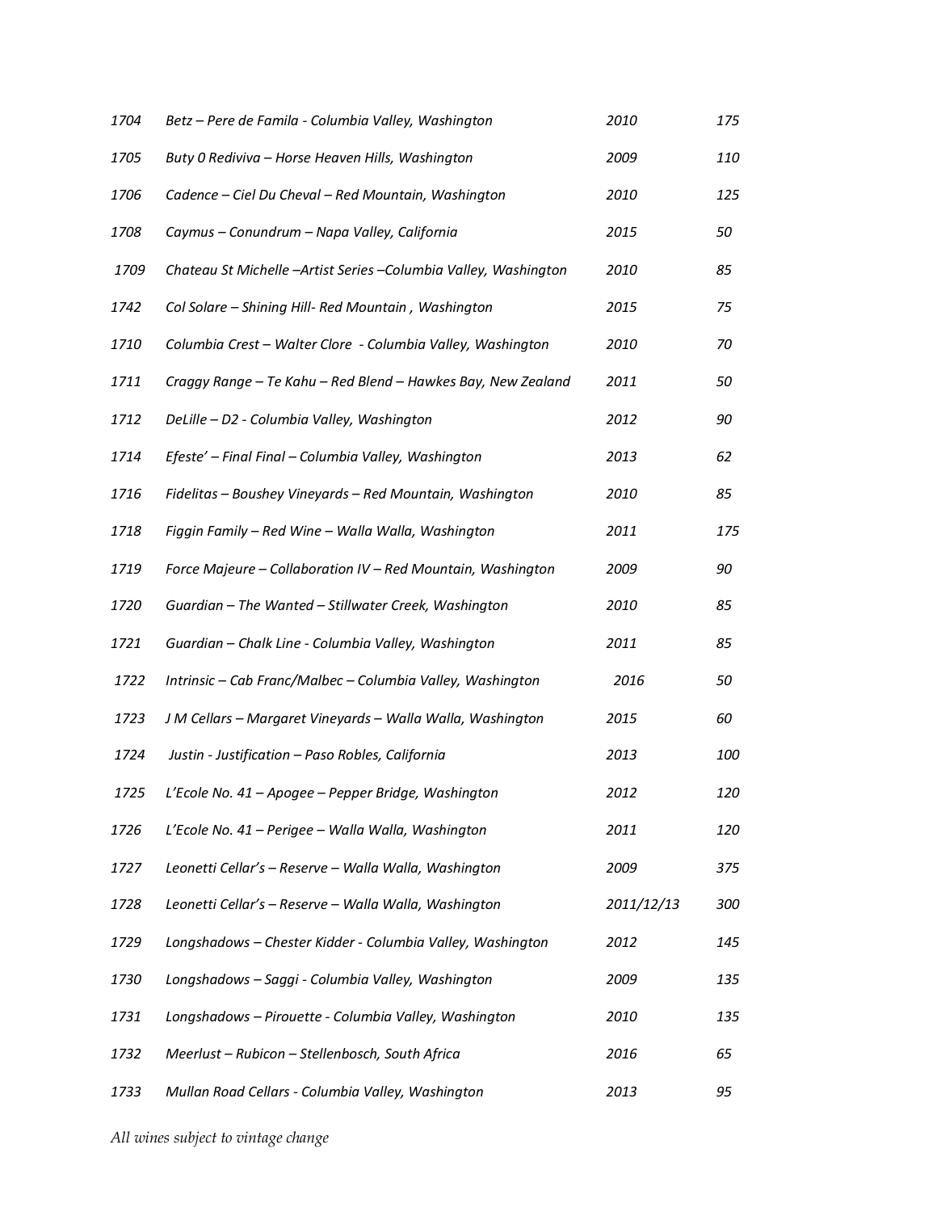| | | | |
|---|---|---|---|
| *1704* | *Betz – Pere de Famila - Columbia Valley, Washington* | *2010* | *175* |
| *1705* | *Buty 0 Rediviva – Horse Heaven Hills, Washington* | *2009* | *110* |
| *1706* | *Cadence – Ciel Du Cheval – Red Mountain, Washington* | *2010* | *125* |
| *1708* | *Caymus – Conundrum – Napa Valley, California* | *2015* | *50* |
| *1709* | *Chateau St Michelle –Artist Series –Columbia Valley, Washington* | *2010* | *85* |
| *1742* | *Col Solare – Shining Hill- Red Mountain , Washington* | *2015* | *75* |
| *1710* | *Columbia Crest – Walter Clore - Columbia Valley, Washington* | *2010* | *70* |
| *1711* | *Craggy Range – Te Kahu – Red Blend – Hawkes Bay, New Zealand* | *2011* | *50* |
| *1712* | *DeLille – D2 - Columbia Valley, Washington* | *2012* | *90* |
| *1714* | *Efeste' – Final Final – Columbia Valley, Washington* | *2013* | *62* |
| *1716* | *Fidelitas – Boushey Vineyards – Red Mountain, Washington* | *2010* | *85* |
| *1718* | *Figgin Family – Red Wine – Walla Walla, Washington* | *2011* | *175* |
| *1719* | *Force Majeure – Collaboration IV – Red Mountain, Washington* | *2009* | *90* |
| *1720* | *Guardian – The Wanted – Stillwater Creek, Washington* | *2010* | *85* |
| *1721* | *Guardian – Chalk Line - Columbia Valley, Washington* | *2011* | *85* |
| *1722* | *Intrinsic – Cab Franc/Malbec – Columbia Valley, Washington* | *2016* | *50* |
| *1723* | *J M Cellars – Margaret Vineyards – Walla Walla, Washington* | *2015* | *60* |
| *1724* | *Justin - Justification – Paso Robles, California* | *2013* | *100* |
| *1725* | *L'Ecole No. 41 – Apogee – Pepper Bridge, Washington* | *2012* | *120* |
| *1726* | *L'Ecole No. 41 – Perigee – Walla Walla, Washington* | *2011* | *120* |
| *1727* | *Leonetti Cellar's – Reserve – Walla Walla, Washington* | *2009* | *375* |
| *1728* | *Leonetti Cellar's – Reserve – Walla Walla, Washington* | *2011/12/13* | *300* |
| *1729* | *Longshadows – Chester Kidder - Columbia Valley, Washington* | *2012* | *145* |
| *1730* | *Longshadows – Saggi - Columbia Valley, Washington* | *2009* | *135* |
| *1731* | *Longshadows – Pirouette - Columbia Valley, Washington* | *2010* | *135* |
| *1732* | *Meerlust – Rubicon – Stellenbosch, South Africa* | *2016* | *65* |
| *1733* | *Mullan Road Cellars - Columbia Valley, Washington* | *2013* | *95* |

*All wines subject to vintage change*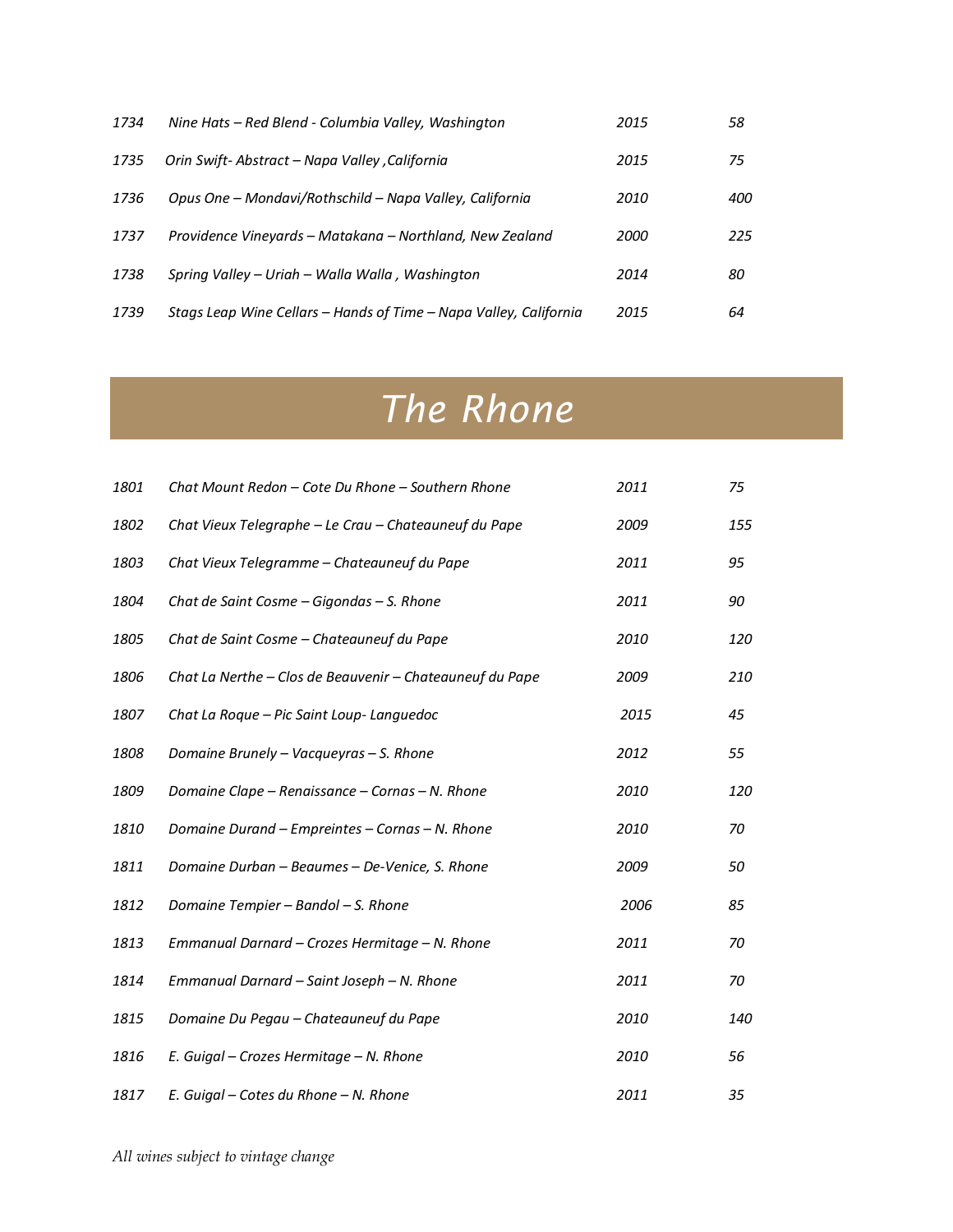| | | | |
|---|---|---|---|
| 1734 | *Nine Hats – Red Blend - Columbia Valley, Washington* | 2015 | 58 |
| 1735 | *Orin Swift- Abstract – Napa Valley ,California* | 2015 | 75 |
| 1736 | *Opus One – Mondavi/Rothschild – Napa Valley, California* | 2010 | 400 |
| 1737 | *Providence Vineyards – Matakana – Northland, New Zealand* | 2000 | 225 |
| 1738 | *Spring Valley – Uriah – Walla Walla , Washington* | 2014 | 80 |
| 1739 | *Stags Leap Wine Cellars – Hands of Time – Napa Valley, California* | 2015 | 64 |

# *The Rhone*

| | | | |
|---|---|---|---|
| 1801 | *Chat Mount Redon – Cote Du Rhone – Southern Rhone* | 2011 | 75 |
| 1802 | *Chat Vieux Telegraphe – Le Crau – Chateauneuf du Pape* | 2009 | 155 |
| 1803 | *Chat Vieux Telegramme – Chateauneuf du Pape* | 2011 | 95 |
| 1804 | *Chat de Saint Cosme – Gigondas – S. Rhone* | 2011 | 90 |
| 1805 | *Chat de Saint Cosme – Chateauneuf du Pape* | 2010 | 120 |
| 1806 | *Chat La Nerthe – Clos de Beauvenir – Chateauneuf du Pape* | 2009 | 210 |
| 1807 | *Chat La Roque – Pic Saint Loup- Languedoc* | 2015 | 45 |
| 1808 | *Domaine Brunely – Vacqueyras – S. Rhone* | 2012 | 55 |
| 1809 | *Domaine Clape – Renaissance – Cornas – N. Rhone* | 2010 | 120 |
| 1810 | *Domaine Durand – Empreintes – Cornas – N. Rhone* | 2010 | 70 |
| 1811 | *Domaine Durban – Beaumes – De-Venice, S. Rhone* | 2009 | 50 |
| 1812 | *Domaine Tempier – Bandol – S. Rhone* | 2006 | 85 |
| 1813 | *Emmanual Darnard – Crozes Hermitage – N. Rhone* | 2011 | 70 |
| 1814 | *Emmanual Darnard – Saint Joseph – N. Rhone* | 2011 | 70 |
| 1815 | *Domaine Du Pegau – Chateauneuf du Pape* | 2010 | 140 |
| 1816 | *E. Guigal – Crozes Hermitage – N. Rhone* | 2010 | 56 |
| 1817 | *E. Guigal – Cotes du Rhone – N. Rhone* | 2011 | 35 |

*All wines subject to vintage change*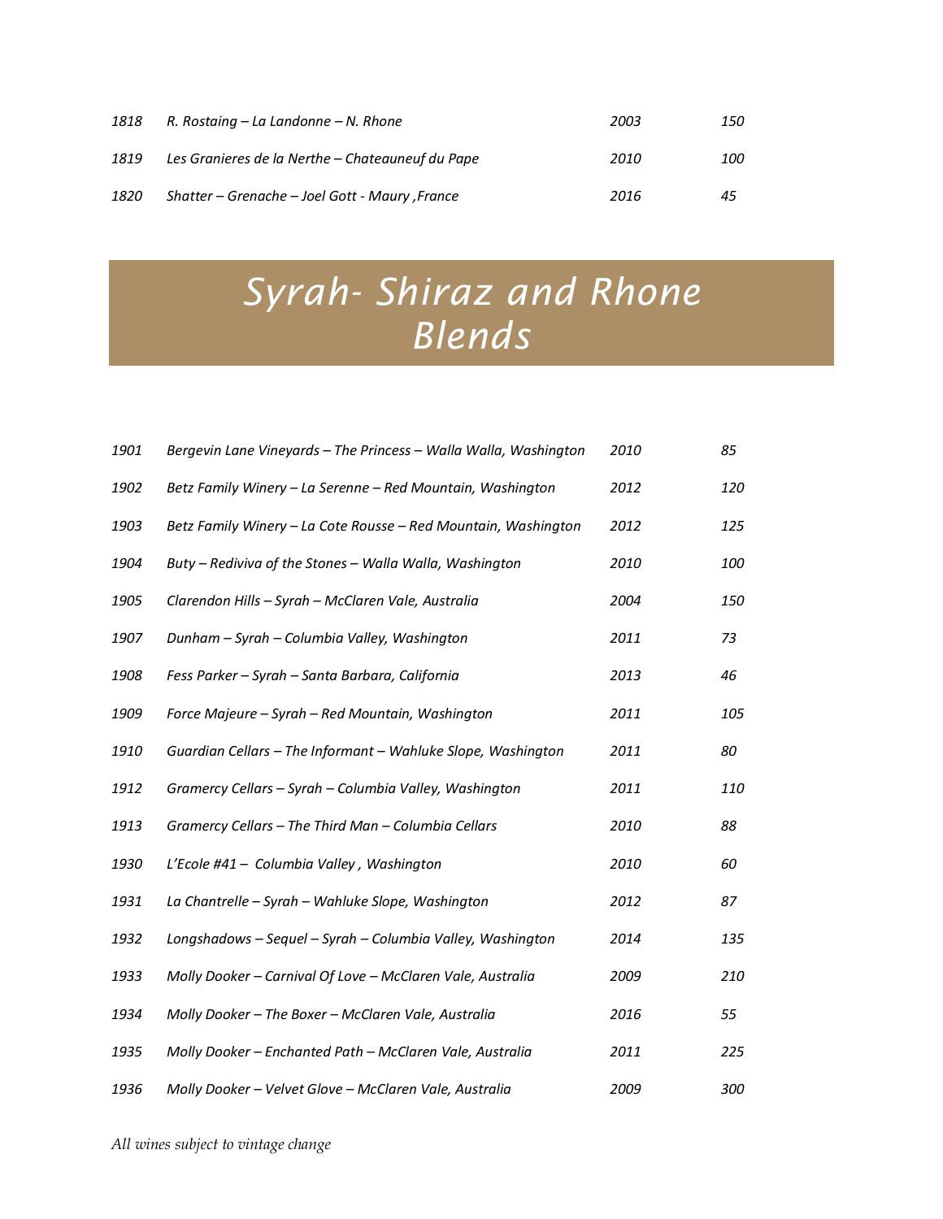| | | | |
|---|---|---|---|
| *1818* | *R. Rostaing – La Landonne – N. Rhone* | *2003* | *150* |
| *1819* | *Les Granieres de la Nerthe – Chateauneuf du Pape* | *2010* | *100* |
| *1820* | *Shatter – Grenache – Joel Gott - Maury ,France* | *2016* | *45* |

# *Syrah- Shiraz and Rhone Blends*

| | | | |
|---|---|---|---|
| *1901* | *Bergevin Lane Vineyards – The Princess – Walla Walla, Washington* | *2010* | *85* |
| *1902* | *Betz Family Winery – La Serenne – Red Mountain, Washington* | *2012* | *120* |
| *1903* | *Betz Family Winery – La Cote Rousse – Red Mountain, Washington* | *2012* | *125* |
| *1904* | *Buty – Rediviva of the Stones – Walla Walla, Washington* | *2010* | *100* |
| *1905* | *Clarendon Hills – Syrah – McClaren Vale, Australia* | *2004* | *150* |
| *1907* | *Dunham – Syrah – Columbia Valley, Washington* | *2011* | *73* |
| *1908* | *Fess Parker – Syrah – Santa Barbara, California* | *2013* | *46* |
| *1909* | *Force Majeure – Syrah – Red Mountain, Washington* | *2011* | *105* |
| *1910* | *Guardian Cellars – The Informant – Wahluke Slope, Washington* | *2011* | *80* |
| *1912* | *Gramercy Cellars – Syrah – Columbia Valley, Washington* | *2011* | *110* |
| *1913* | *Gramercy Cellars – The Third Man – Columbia Cellars* | *2010* | *88* |
| *1930* | *L'Ecole #41 – Columbia Valley , Washington* | *2010* | *60* |
| *1931* | *La Chantrelle – Syrah – Wahluke Slope, Washington* | *2012* | *87* |
| *1932* | *Longshadows – Sequel – Syrah – Columbia Valley, Washington* | *2014* | *135* |
| *1933* | *Molly Dooker – Carnival Of Love – McClaren Vale, Australia* | *2009* | *210* |
| *1934* | *Molly Dooker – The Boxer – McClaren Vale, Australia* | *2016* | *55* |
| *1935* | *Molly Dooker – Enchanted Path – McClaren Vale, Australia* | *2011* | *225* |
| *1936* | *Molly Dooker – Velvet Glove – McClaren Vale, Australia* | *2009* | *300* |

*All wines subject to vintage change*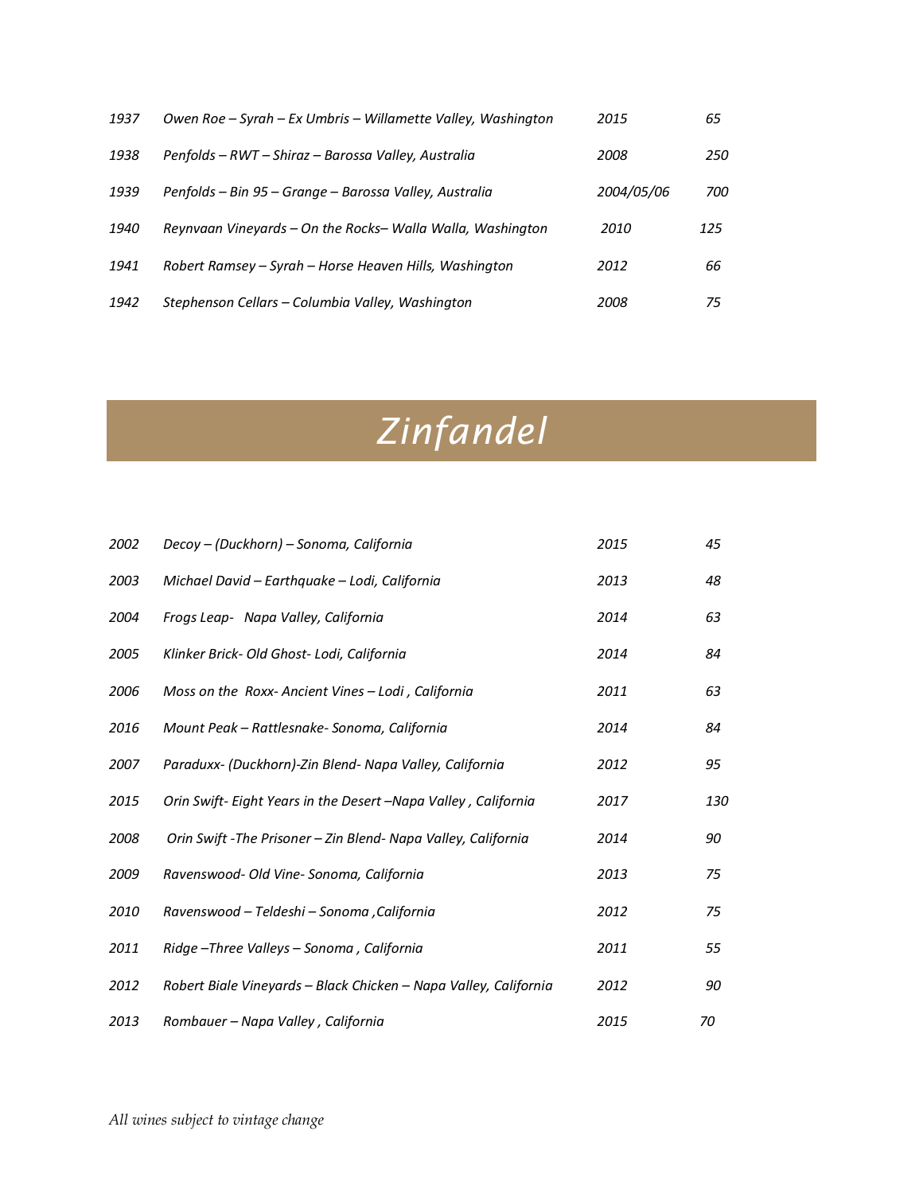| | | | |
|---|---|---|---|
| *1937* | *Owen Roe – Syrah – Ex Umbris – Willamette Valley, Washington* | *2015* | *65* |
| *1938* | *Penfolds – RWT – Shiraz – Barossa Valley, Australia* | *2008* | *250* |
| *1939* | *Penfolds – Bin 95 – Grange – Barossa Valley, Australia* | *2004/05/06* | *700* |
| *1940* | *Reynvaan Vineyards – On the Rocks– Walla Walla, Washington* | *2010* | *125* |
| *1941* | *Robert Ramsey – Syrah – Horse Heaven Hills, Washington* | *2012* | *66* |
| *1942* | *Stephenson Cellars – Columbia Valley, Washington* | *2008* | *75* |

# *Zinfandel*

| | | | |
|---|---|---|---|
| *2002* | *Decoy – (Duckhorn) – Sonoma, California* | *2015* | *45* |
| *2003* | *Michael David – Earthquake – Lodi, California* | *2013* | *48* |
| *2004* | *Frogs Leap- Napa Valley, California* | *2014* | *63* |
| *2005* | *Klinker Brick- Old Ghost- Lodi, California* | *2014* | *84* |
| *2006* | *Moss on the Roxx- Ancient Vines – Lodi , California* | *2011* | *63* |
| *2016* | *Mount Peak – Rattlesnake- Sonoma, California* | *2014* | *84* |
| *2007* | *Paraduxx- (Duckhorn)-Zin Blend- Napa Valley, California* | *2012* | *95* |
| *2015* | *Orin Swift- Eight Years in the Desert –Napa Valley , California* | *2017* | *130* |
| *2008* | *Orin Swift -The Prisoner – Zin Blend- Napa Valley, California* | *2014* | *90* |
| *2009* | *Ravenswood- Old Vine- Sonoma, California* | *2013* | *75* |
| *2010* | *Ravenswood – Teldeshi – Sonoma ,California* | *2012* | *75* |
| *2011* | *Ridge –Three Valleys – Sonoma , California* | *2011* | *55* |
| *2012* | *Robert Biale Vineyards – Black Chicken – Napa Valley, California* | *2012* | *90* |
| *2013* | *Rombauer – Napa Valley , California* | *2015* | *70* |

*All wines subject to vintage change*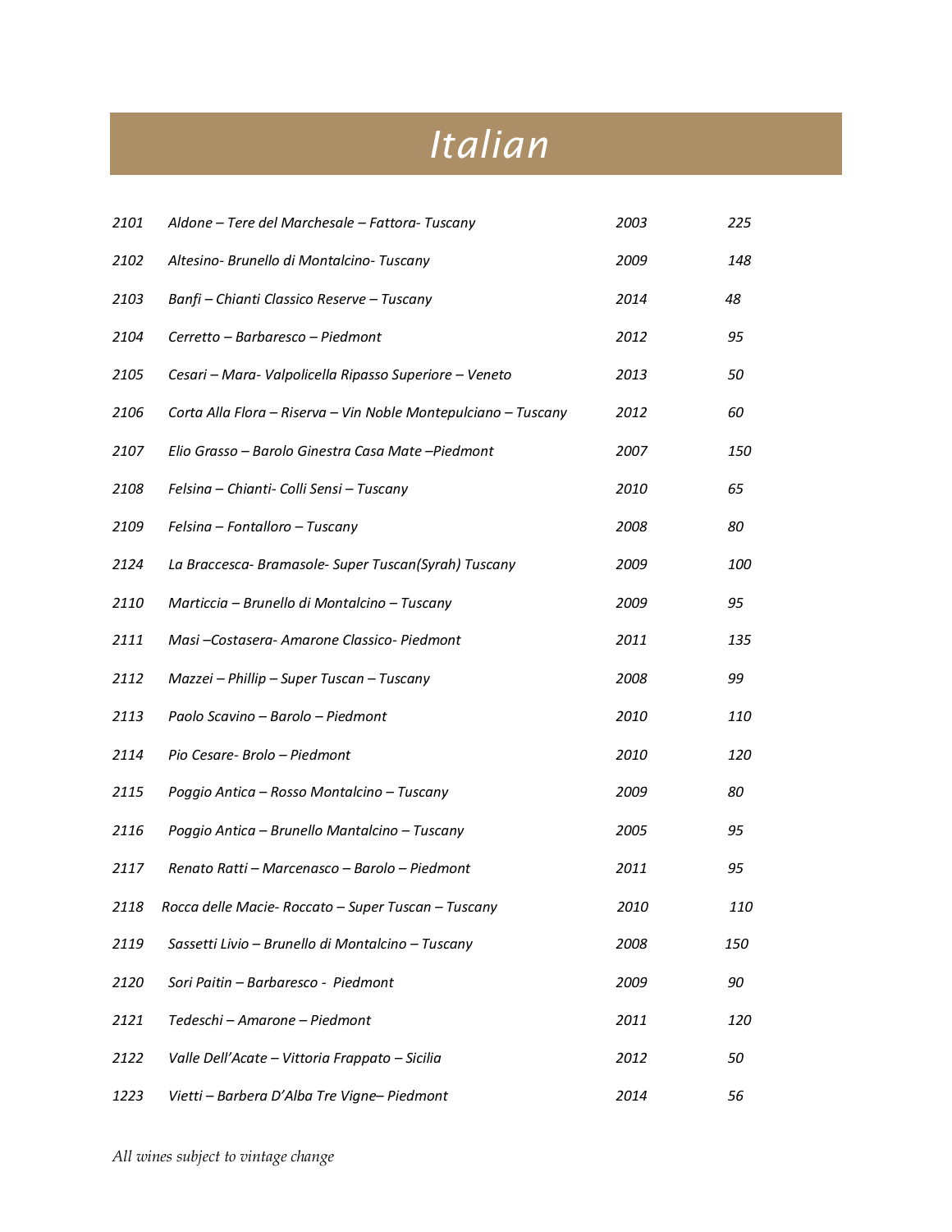# *Italian*

| | | | |
|---|---|---|---|
| *2101* | *Aldone – Tere del Marchesale – Fattora- Tuscany* | *2003* | *225* |
| *2102* | *Altesino- Brunello di Montalcino- Tuscany* | *2009* | *148* |
| *2103* | *Banfi – Chianti Classico Reserve – Tuscany* | *2014* | *48* |
| *2104* | *Cerretto – Barbaresco – Piedmont* | *2012* | *95* |
| *2105* | *Cesari – Mara- Valpolicella Ripasso Superiore – Veneto* | *2013* | *50* |
| *2106* | *Corta Alla Flora – Riserva – Vin Noble Montepulciano – Tuscany* | *2012* | *60* |
| *2107* | *Elio Grasso – Barolo Ginestra Casa Mate –Piedmont* | *2007* | *150* |
| *2108* | *Felsina – Chianti- Colli Sensi – Tuscany* | *2010* | *65* |
| *2109* | *Felsina – Fontalloro – Tuscany* | *2008* | *80* |
| *2124* | *La Braccesca- Bramasole- Super Tuscan(Syrah) Tuscany* | *2009* | *100* |
| *2110* | *Marticcia – Brunello di Montalcino – Tuscany* | *2009* | *95* |
| *2111* | *Masi –Costasera- Amarone Classico- Piedmont* | *2011* | *135* |
| *2112* | *Mazzei – Phillip – Super Tuscan – Tuscany* | *2008* | *99* |
| *2113* | *Paolo Scavino – Barolo – Piedmont* | *2010* | *110* |
| *2114* | *Pio Cesare- Brolo – Piedmont* | *2010* | *120* |
| *2115* | *Poggio Antica – Rosso Montalcino – Tuscany* | *2009* | *80* |
| *2116* | *Poggio Antica – Brunello Mantalcino – Tuscany* | *2005* | *95* |
| *2117* | *Renato Ratti – Marcenasco – Barolo – Piedmont* | *2011* | *95* |
| *2118* | *Rocca delle Macie- Roccato – Super Tuscan – Tuscany* | *2010* | *110* |
| *2119* | *Sassetti Livio – Brunello di Montalcino – Tuscany* | *2008* | *150* |
| *2120* | *Sori Paitin – Barbaresco - Piedmont* | *2009* | *90* |
| *2121* | *Tedeschi – Amarone – Piedmont* | *2011* | *120* |
| *2122* | *Valle Dell'Acate – Vittoria Frappato – Sicilia* | *2012* | *50* |
| *1223* | *Vietti – Barbera D'Alba Tre Vigne– Piedmont* | *2014* | *56* |

*All wines subject to vintage change*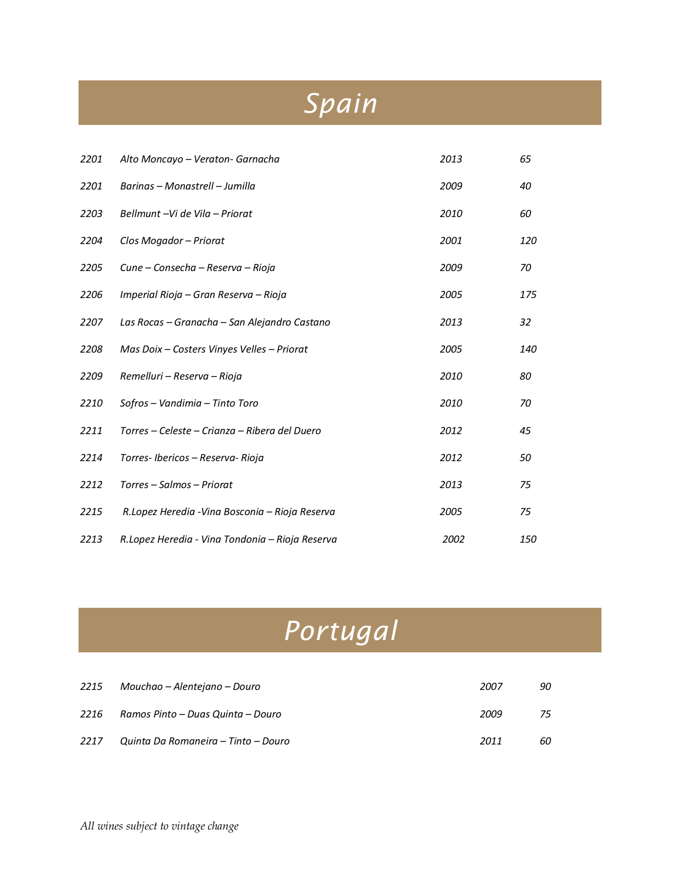# Spain

| | | | |
|---|---|---|---|
| *2201* | *Alto Moncayo – Veraton- Garnacha* | *2013* | *65* |
| *2201* | *Barinas – Monastrell – Jumilla* | *2009* | *40* |
| *2203* | *Bellmunt –Vi de Vila – Priorat* | *2010* | *60* |
| *2204* | *Clos Mogador – Priorat* | *2001* | *120* |
| *2205* | *Cune – Consecha – Reserva – Rioja* | *2009* | *70* |
| *2206* | *Imperial Rioja – Gran Reserva – Rioja* | *2005* | *175* |
| *2207* | *Las Rocas – Granacha – San Alejandro Castano* | *2013* | *32* |
| *2208* | *Mas Doix – Costers Vinyes Velles – Priorat* | *2005* | *140* |
| *2209* | *Remelluri – Reserva – Rioja* | *2010* | *80* |
| *2210* | *Sofros – Vandimia – Tinto Toro* | *2010* | *70* |
| *2211* | *Torres – Celeste – Crianza – Ribera del Duero* | *2012* | *45* |
| *2214* | *Torres- Ibericos – Reserva- Rioja* | *2012* | *50* |
| *2212* | *Torres – Salmos – Priorat* | *2013* | *75* |
| *2215* | *R.Lopez Heredia -Vina Bosconia – Rioja Reserva* | *2005* | *75* |
| *2213* | *R.Lopez Heredia - Vina Tondonia – Rioja Reserva* | *2002* | *150* |

# Portugal

| | | | |
|---|---|---|---|
| *2215* | *Mouchao – Alentejano – Douro* | *2007* | *90* |
| *2216* | *Ramos Pinto – Duas Quinta – Douro* | *2009* | *75* |
| *2217* | *Quinta Da Romaneira – Tinto – Douro* | *2011* | *60* |

*All wines subject to vintage change*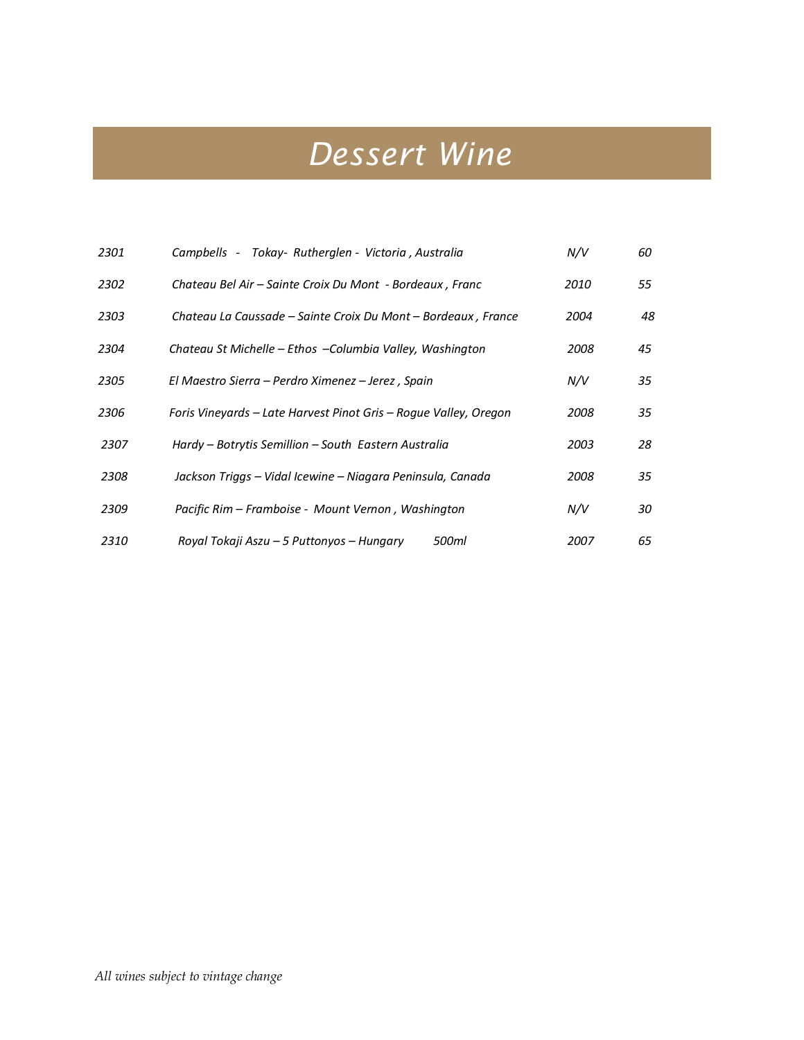# *Dessert Wine*

| | | | |
|---|---|---|---|
| *2301* | *Campbells - Tokay- Rutherglen - Victoria , Australia* | *N/V* | *60* |
| *2302* | *Chateau Bel Air – Sainte Croix Du Mont - Bordeaux , Franc* | *2010* | *55* |
| *2303* | *Chateau La Caussade – Sainte Croix Du Mont – Bordeaux , France* | *2004* | *48* |
| *2304* | *Chateau St Michelle – Ethos –Columbia Valley, Washington* | *2008* | *45* |
| *2305* | *El Maestro Sierra – Perdro Ximenez – Jerez , Spain* | *N/V* | *35* |
| *2306* | *Foris Vineyards – Late Harvest Pinot Gris – Rogue Valley, Oregon* | *2008* | *35* |
| *2307* | *Hardy – Botrytis Semillion – South Eastern Australia* | *2003* | *28* |
| *2308* | *Jackson Triggs – Vidal Icewine – Niagara Peninsula, Canada* | *2008* | *35* |
| *2309* | *Pacific Rim – Framboise - Mount Vernon , Washington* | *N/V* | *30* |
| *2310* | *Royal Tokaji Aszu – 5 Puttonyos – Hungary 500ml* | *2007* | *65* |

*All wines subject to vintage change*